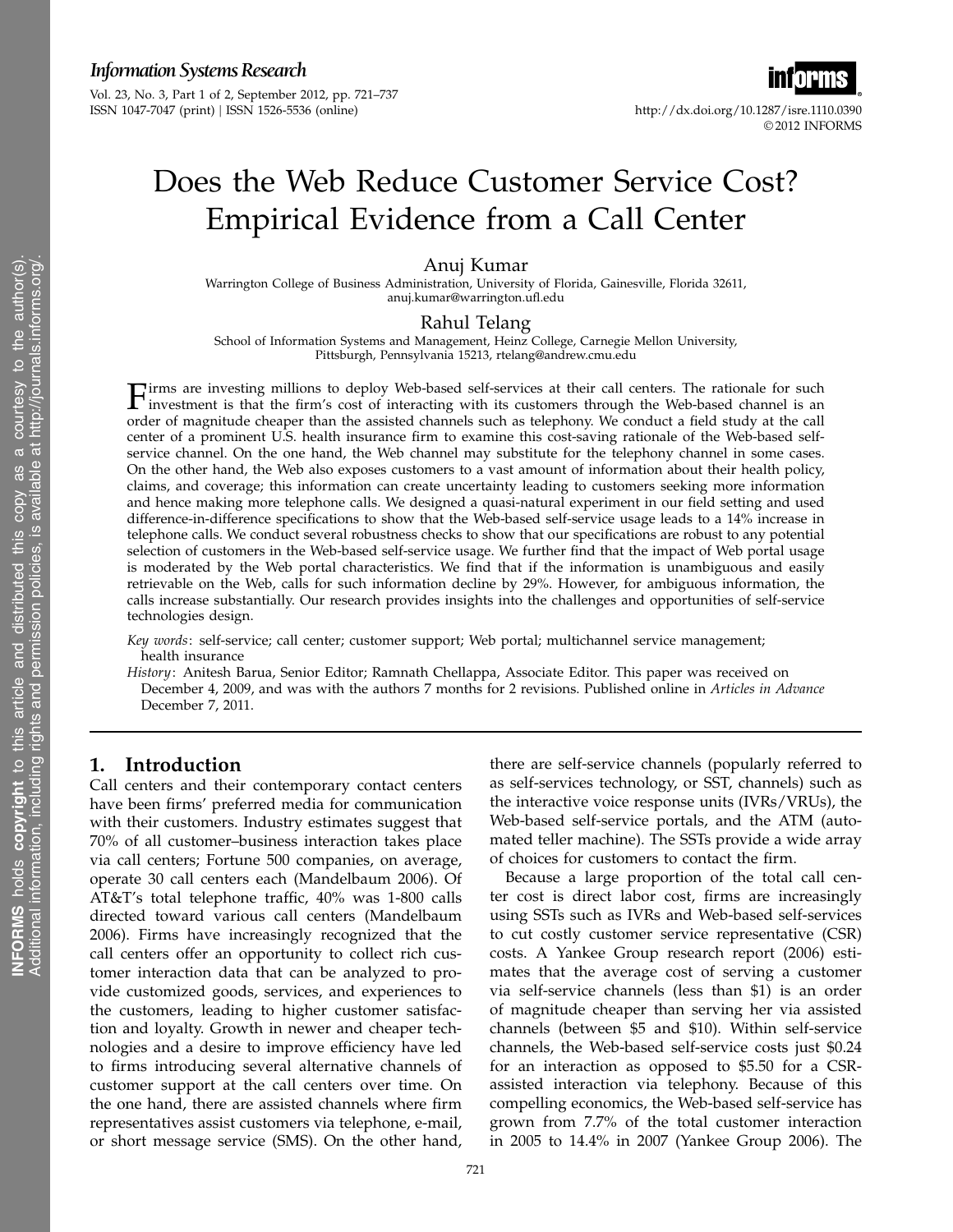# Does the Web Reduce Customer Service Cost? Empirical Evidence from a Call Center

**Anuj Kumar**

Warrington College of Business Administration, University of Florida, Gainesville, Florida 32611, anuj.kumar@warrington.ufl.edu

**Rahul Telang**

School of Information Systems and Management, Heinz College, Carnegie Mellon University, Pittsburgh, Pennsylvania 15213, rtelang@andrew.cmu.edu

Firms are investing millions to deploy Web-based self-services at their call centers. The rationale for such investment is that the firm's cost of interacting with its customers through the Web-based channel is an order of magnitude cheaper than the assisted channels such as telephony. We conduct a field study at the call center of a prominent U.S. health insurance firm to examine this cost-saving rationale of the Web-based self-service channel. On the one hand, the Web channel may substitute for the telephony channel in some cases. On the other hand, the Web also exposes customers to a vast amount of information about their health policy, claims, and coverage; this information can create uncertainty leading to customers seeking more information and hence making more telephone calls. We designed a quasi-natural experiment in our field setting and used difference-in-difference specifications to show that the Web-based self-service usage leads to a 14% increase in telephone calls. We conduct several robustness checks to show that our specifications are robust to any potential selection of customers in the Web-based self-service usage. We further find that the impact of Web portal usage is moderated by the Web portal characteristics. We find that if the information is unambiguous and easily retrievable on the Web, calls for such information decline by 29%. However, for ambiguous information, the calls increase substantially. Our research provides insights into the challenges and opportunities of self-service technologies design.

*Key words*: self-service; call center; customer support; Web portal; multichannel service management; health insurance

*History*: Anitesh Barua, Senior Editor; Ramnath Chellappa, Associate Editor. This paper was received on December 4, 2009, and was with the authors 7 months for 2 revisions. Published online in *Articles in Advance* December 7, 2011.

## 1. Introduction

Call centers and their contemporary contact centers have been firms' preferred media for communication with their customers. Industry estimates suggest that 70% of all customer–business interaction takes place via call centers; Fortune 500 companies, on average, operate 30 call centers each (Mandelbaum 2006). Of AT&T's total telephone traffic, 40% was 1-800 calls directed toward various call centers (Mandelbaum 2006). Firms have increasingly recognized that the call centers offer an opportunity to collect rich customer interaction data that can be analyzed to provide customized goods, services, and experiences to the customers, leading to higher customer satisfaction and loyalty. Growth in newer and cheaper technologies and a desire to improve efficiency have led to firms introducing several alternative channels of customer support at the call centers over time. On the one hand, there are assisted channels where firm representatives assist customers via telephone, e-mail, or short message service (SMS). On the other hand, there are self-service channels (popularly referred to as self-services technology, or SST, channels) such as the interactive voice response units (IVRs/VRUs), the Web-based self-service portals, and the ATM (automated teller machine). The SSTs provide a wide array of choices for customers to contact the firm.

Because a large proportion of the total call center cost is direct labor cost, firms are increasingly using SSTs such as IVRs and Web-based self-services to cut costly customer service representative (CSR) costs. A Yankee Group research report (2006) estimates that the average cost of serving a customer via self-service channels (less than $1) is an order of magnitude cheaper than serving her via assisted channels (between $5 and $10). Within self-service channels, the Web-based self-service costs just $0.24 for an interaction as opposed to $5.50 for a CSR-assisted interaction via telephony. Because of this compelling economics, the Web-based self-service has grown from 7.7% of the total customer interaction in 2005 to 14.4% in 2007 (Yankee Group 2006). The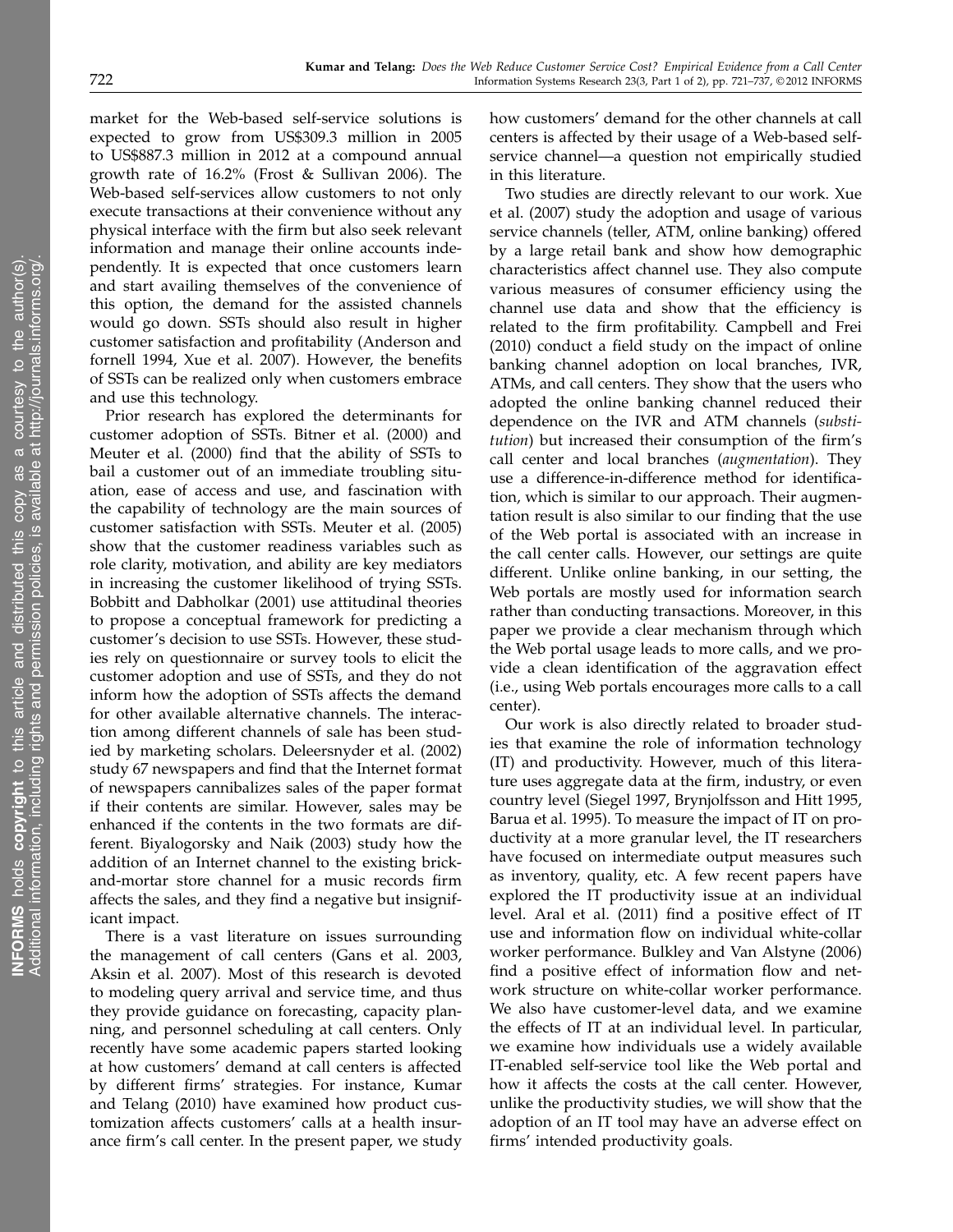market for the Web-based self-service solutions is expected to grow from US$309.3 million in 2005 to US$887.3 million in 2012 at a compound annual growth rate of 16.2% (Frost & Sullivan 2006). The Web-based self-services allow customers to not only execute transactions at their convenience without any physical interface with the firm but also seek relevant information and manage their online accounts independently. It is expected that once customers learn and start availing themselves of the convenience of this option, the demand for the assisted channels would go down. SSTs should also result in higher customer satisfaction and profitability (Anderson and fornell 1994, Xue et al. 2007). However, the benefits of SSTs can be realized only when customers embrace and use this technology.

Prior research has explored the determinants for customer adoption of SSTs. Bitner et al. (2000) and Meuter et al. (2000) find that the ability of SSTs to bail a customer out of an immediate troubling situation, ease of access and use, and fascination with the capability of technology are the main sources of customer satisfaction with SSTs. Meuter et al. (2005) show that the customer readiness variables such as role clarity, motivation, and ability are key mediators in increasing the customer likelihood of trying SSTs. Bobbitt and Dabholkar (2001) use attitudinal theories to propose a conceptual framework for predicting a customer's decision to use SSTs. However, these studies rely on questionnaire or survey tools to elicit the customer adoption and use of SSTs, and they do not inform how the adoption of SSTs affects the demand for other available alternative channels. The interaction among different channels of sale has been studied by marketing scholars. Deleersnyder et al. (2002) study 67 newspapers and find that the Internet format of newspapers cannibalizes sales of the paper format if their contents are similar. However, sales may be enhanced if the contents in the two formats are different. Biyalogorsky and Naik (2003) study how the addition of an Internet channel to the existing brick-and-mortar store channel for a music records firm affects the sales, and they find a negative but insignificant impact.

There is a vast literature on issues surrounding the management of call centers (Gans et al. 2003, Aksin et al. 2007). Most of this research is devoted to modeling query arrival and service time, and thus they provide guidance on forecasting, capacity planning, and personnel scheduling at call centers. Only recently have some academic papers started looking at how customers' demand at call centers is affected by different firms' strategies. For instance, Kumar and Telang (2010) have examined how product customization affects customers' calls at a health insurance firm's call center. In the present paper, we study how customers' demand for the other channels at call centers is affected by their usage of a Web-based self-service channel—a question not empirically studied in this literature.

Two studies are directly relevant to our work. Xue et al. (2007) study the adoption and usage of various service channels (teller, ATM, online banking) offered by a large retail bank and show how demographic characteristics affect channel use. They also compute various measures of consumer efficiency using the channel use data and show that the efficiency is related to the firm profitability. Campbell and Frei (2010) conduct a field study on the impact of online banking channel adoption on local branches, IVR, ATMs, and call centers. They show that the users who adopted the online banking channel reduced their dependence on the IVR and ATM channels (*substitution*) but increased their consumption of the firm's call center and local branches (*augmentation*). They use a difference-in-difference method for identification, which is similar to our approach. Their augmentation result is also similar to our finding that the use of the Web portal is associated with an increase in the call center calls. However, our settings are quite different. Unlike online banking, in our setting, the Web portals are mostly used for information search rather than conducting transactions. Moreover, in this paper we provide a clear mechanism through which the Web portal usage leads to more calls, and we provide a clean identification of the aggravation effect (i.e., using Web portals encourages more calls to a call center).

Our work is also directly related to broader studies that examine the role of information technology (IT) and productivity. However, much of this literature uses aggregate data at the firm, industry, or even country level (Siegel 1997, Brynjolfsson and Hitt 1995, Barua et al. 1995). To measure the impact of IT on productivity at a more granular level, the IT researchers have focused on intermediate output measures such as inventory, quality, etc. A few recent papers have explored the IT productivity issue at an individual level. Aral et al. (2011) find a positive effect of IT use and information flow on individual white-collar worker performance. Bulkley and Van Alstyne (2006) find a positive effect of information flow and network structure on white-collar worker performance. We also have customer-level data, and we examine the effects of IT at an individual level. In particular, we examine how individuals use a widely available IT-enabled self-service tool like the Web portal and how it affects the costs at the call center. However, unlike the productivity studies, we will show that the adoption of an IT tool may have an adverse effect on firms' intended productivity goals.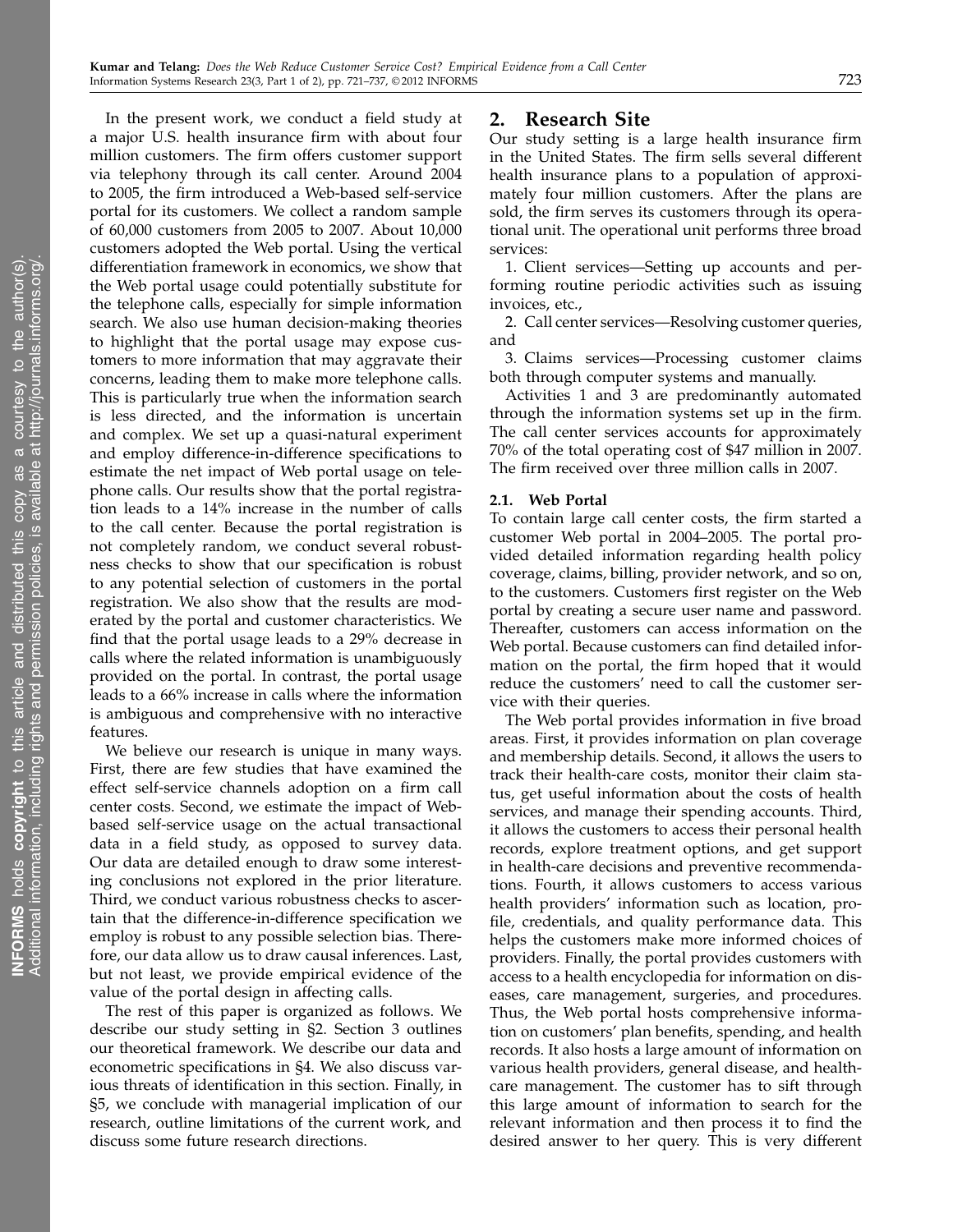In the present work, we conduct a field study at a major U.S. health insurance firm with about four million customers. The firm offers customer support via telephony through its call center. Around 2004 to 2005, the firm introduced a Web-based self-service portal for its customers. We collect a random sample of 60,000 customers from 2005 to 2007. About 10,000 customers adopted the Web portal. Using the vertical differentiation framework in economics, we show that the Web portal usage could potentially substitute for the telephone calls, especially for simple information search. We also use human decision-making theories to highlight that the portal usage may expose customers to more information that may aggravate their concerns, leading them to make more telephone calls. This is particularly true when the information search is less directed, and the information is uncertain and complex. We set up a quasi-natural experiment and employ difference-in-difference specifications to estimate the net impact of Web portal usage on telephone calls. Our results show that the portal registration leads to a 14% increase in the number of calls to the call center. Because the portal registration is not completely random, we conduct several robustness checks to show that our specification is robust to any potential selection of customers in the portal registration. We also show that the results are moderated by the portal and customer characteristics. We find that the portal usage leads to a 29% decrease in calls where the related information is unambiguously provided on the portal. In contrast, the portal usage leads to a 66% increase in calls where the information is ambiguous and comprehensive with no interactive features.

We believe our research is unique in many ways. First, there are few studies that have examined the effect self-service channels adoption on a firm call center costs. Second, we estimate the impact of Web-based self-service usage on the actual transactional data in a field study, as opposed to survey data. Our data are detailed enough to draw some interesting conclusions not explored in the prior literature. Third, we conduct various robustness checks to ascertain that the difference-in-difference specification we employ is robust to any possible selection bias. Therefore, our data allow us to draw causal inferences. Last, but not least, we provide empirical evidence of the value of the portal design in affecting calls.

The rest of this paper is organized as follows. We describe our study setting in §2. Section 3 outlines our theoretical framework. We describe our data and econometric specifications in §4. We also discuss various threats of identification in this section. Finally, in §5, we conclude with managerial implication of our research, outline limitations of the current work, and discuss some future research directions.

## 2. Research Site

Our study setting is a large health insurance firm in the United States. The firm sells several different health insurance plans to a population of approximately four million customers. After the plans are sold, the firm serves its customers through its operational unit. The operational unit performs three broad services:

1. Client services—Setting up accounts and performing routine periodic activities such as issuing invoices, etc.,
2. Call center services—Resolving customer queries, and
3. Claims services—Processing customer claims both through computer systems and manually.

Activities 1 and 3 are predominantly automated through the information systems set up in the firm. The call center services accounts for approximately 70% of the total operating cost of \$47 million in 2007. The firm received over three million calls in 2007.

### 2.1. Web Portal

To contain large call center costs, the firm started a customer Web portal in 2004–2005. The portal provided detailed information regarding health policy coverage, claims, billing, provider network, and so on, to the customers. Customers first register on the Web portal by creating a secure user name and password. Thereafter, customers can access information on the Web portal. Because customers can find detailed information on the portal, the firm hoped that it would reduce the customers' need to call the customer service with their queries.

The Web portal provides information in five broad areas. First, it provides information on plan coverage and membership details. Second, it allows the users to track their health-care costs, monitor their claim status, get useful information about the costs of health services, and manage their spending accounts. Third, it allows the customers to access their personal health records, explore treatment options, and get support in health-care decisions and preventive recommendations. Fourth, it allows customers to access various health providers' information such as location, profile, credentials, and quality performance data. This helps the customers make more informed choices of providers. Finally, the portal provides customers with access to a health encyclopedia for information on diseases, care management, surgeries, and procedures. Thus, the Web portal hosts comprehensive information on customers' plan benefits, spending, and health records. It also hosts a large amount of information on various health providers, general disease, and health-care management. The customer has to sift through this large amount of information to search for the relevant information and then process it to find the desired answer to her query. This is very different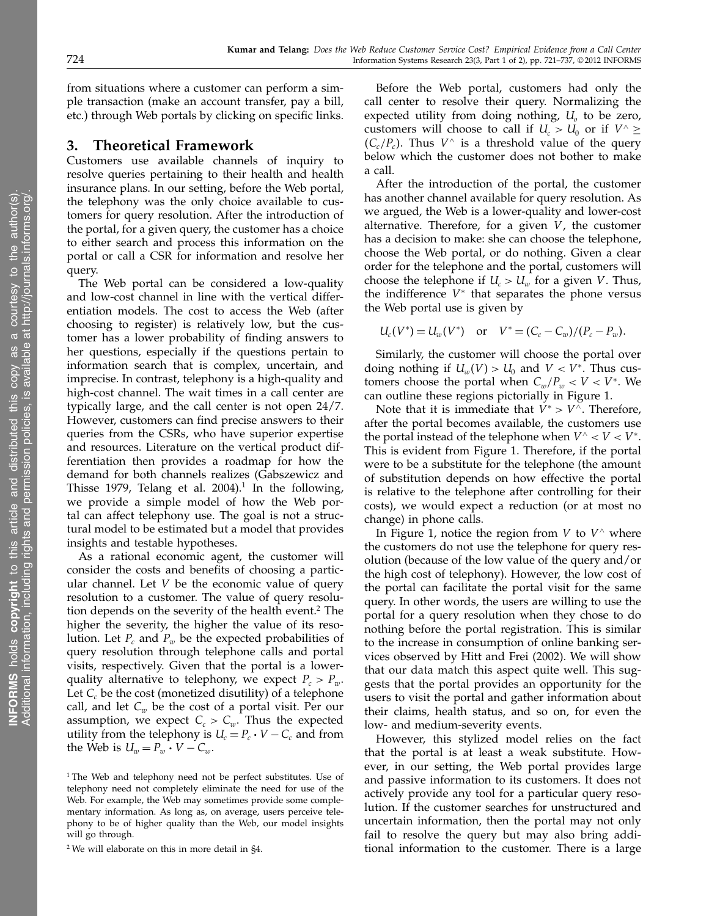from situations where a customer can perform a simple transaction (make an account transfer, pay a bill, etc.) through Web portals by clicking on specific links.

## 3. Theoretical Framework

Customers use available channels of inquiry to resolve queries pertaining to their health and health insurance plans. In our setting, before the Web portal, the telephony was the only choice available to customers for query resolution. After the introduction of the portal, for a given query, the customer has a choice to either search and process this information on the portal or call a CSR for information and resolve her query.

The Web portal can be considered a low-quality and low-cost channel in line with the vertical differentiation models. The cost to access the Web (after choosing to register) is relatively low, but the customer has a lower probability of finding answers to her questions, especially if the questions pertain to information search that is complex, uncertain, and imprecise. In contrast, telephony is a high-quality and high-cost channel. The wait times in a call center are typically large, and the call center is not open 24/7. However, customers can find precise answers to their queries from the CSRs, who have superior expertise and resources. Literature on the vertical product differentiation then provides a roadmap for how the demand for both channels realizes (Gabszewicz and Thisse 1979, Telang et al. 2004).[1] In the following, we provide a simple model of how the Web portal can affect telephony use. The goal is not a structural model to be estimated but a model that provides insights and testable hypotheses.

As a rational economic agent, the customer will consider the costs and benefits of choosing a particular channel. Let $V$ be the economic value of query resolution to a customer. The value of query resolution depends on the severity of the health event.[2] The higher the severity, the higher the value of its resolution. Let $P_c$ and $P_w$ be the expected probabilities of query resolution through telephone calls and portal visits, respectively. Given that the portal is a lower-quality alternative to telephony, we expect $P_c > P_w$. Let $C_c$ be the cost (monetized disutility) of a telephone call, and let $C_w$ be the cost of a portal visit. Per our assumption, we expect $C_c > C_w$. Thus the expected utility from the telephony is $U_c = P_c \cdot V - C_c$ and from the Web is $U_w = P_w \cdot V - C_w$.

[1] The Web and telephony need not be perfect substitutes. Use of telephony need not completely eliminate the need for use of the Web. For example, the Web may sometimes provide some complementary information. As long as, on average, users perceive telephony to be of higher quality than the Web, our model insights will go through.

[2] We will elaborate on this in more detail in §4.

Before the Web portal, customers had only the call center to resolve their query. Normalizing the expected utility from doing nothing, $U_o$ to be zero, customers will choose to call if $U_c > U_0$ or if $V^\wedge \geq (C_c/P_c)$. Thus $V^\wedge$ is a threshold value of the query below which the customer does not bother to make a call.

After the introduction of the portal, the customer has another channel available for query resolution. As we argued, the Web is a lower-quality and lower-cost alternative. Therefore, for a given $V$, the customer has a decision to make: she can choose the telephone, choose the Web portal, or do nothing. Given a clear order for the telephone and the portal, customers will choose the telephone if $U_c > U_w$ for a given $V$. Thus, the indifference $V^*$ that separates the phone versus the Web portal use is given by

$$U_c(V^*) = U_w(V^*) \quad \text{or} \quad V^* = (C_c - C_w)/(P_c - P_w).$$

Similarly, the customer will choose the portal over doing nothing if $U_w(V) > U_0$ and $V < V^*$. Thus customers choose the portal when $C_w/P_w < V < V^*$. We can outline these regions pictorially in Figure 1.

Note that it is immediate that $V^* > V^\wedge$. Therefore, after the portal becomes available, the customers use the portal instead of the telephone when $V^\wedge < V < V^*$. This is evident from Figure 1. Therefore, if the portal were to be a substitute for the telephone (the amount of substitution depends on how effective the portal is relative to the telephone after controlling for their costs), we would expect a reduction (or at most no change) in phone calls.

In Figure 1, notice the region from $V$ to $V^\wedge$ where the customers do not use the telephone for query resolution (because of the low value of the query and/or the high cost of telephony). However, the low cost of the portal can facilitate the portal visit for the same query. In other words, the users are willing to use the portal for a query resolution when they chose to do nothing before the portal registration. This is similar to the increase in consumption of online banking services observed by Hitt and Frei (2002). We will show that our data match this aspect quite well. This suggests that the portal provides an opportunity for the users to visit the portal and gather information about their claims, health status, and so on, for even the low- and medium-severity events.

However, this stylized model relies on the fact that the portal is at least a weak substitute. However, in our setting, the Web portal provides large and passive information to its customers. It does not actively provide any tool for a particular query resolution. If the customer searches for unstructured and uncertain information, then the portal may not only fail to resolve the query but may also bring additional information to the customer. There is a large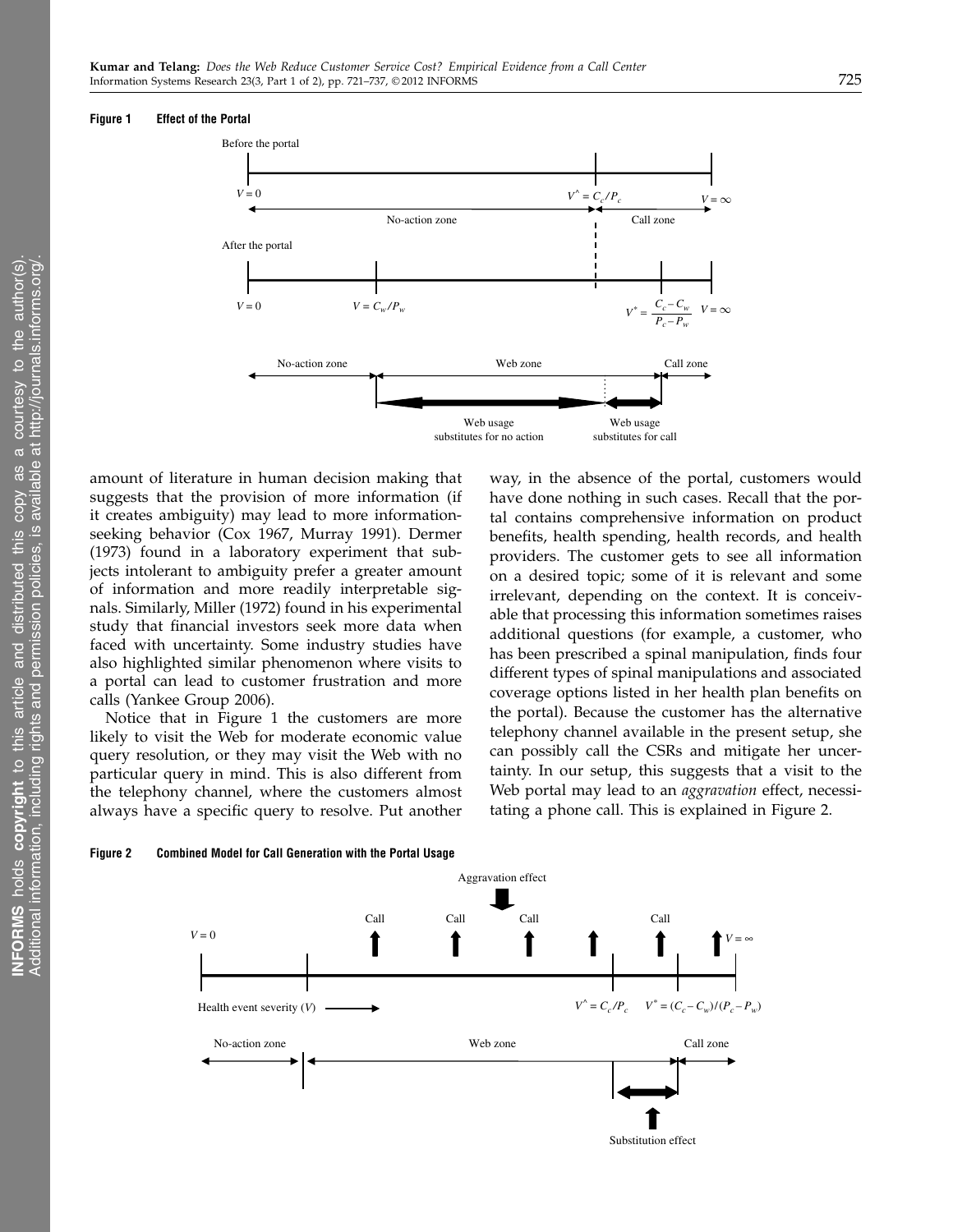**Figure 1 Effect of the Portal**

amount of literature in human decision making that suggests that the provision of more information (if it creates ambiguity) may lead to more information-seeking behavior (Cox 1967, Murray 1991). Dermer (1973) found in a laboratory experiment that subjects intolerant to ambiguity prefer a greater amount of information and more readily interpretable signals. Similarly, Miller (1972) found in his experimental study that financial investors seek more data when faced with uncertainty. Some industry studies have also highlighted similar phenomenon where visits to a portal can lead to customer frustration and more calls (Yankee Group 2006).

Notice that in Figure 1 the customers are more likely to visit the Web for moderate economic value query resolution, or they may visit the Web with no particular query in mind. This is also different from the telephony channel, where the customers almost always have a specific query to resolve. Put another way, in the absence of the portal, customers would have done nothing in such cases. Recall that the portal contains comprehensive information on product benefits, health spending, health records, and health providers. The customer gets to see all information on a desired topic; some of it is relevant and some irrelevant, depending on the context. It is conceivable that processing this information sometimes raises additional questions (for example, a customer, who has been prescribed a spinal manipulation, finds four different types of spinal manipulations and associated coverage options listed in her health plan benefits on the portal). Because the customer has the alternative telephony channel available in the present setup, she can possibly call the CSRs and mitigate her uncertainty. In our setup, this suggests that a visit to the Web portal may lead to an *aggravation* effect, necessitating a phone call. This is explained in Figure 2.

**Figure 2 Combined Model for Call Generation with the Portal Usage**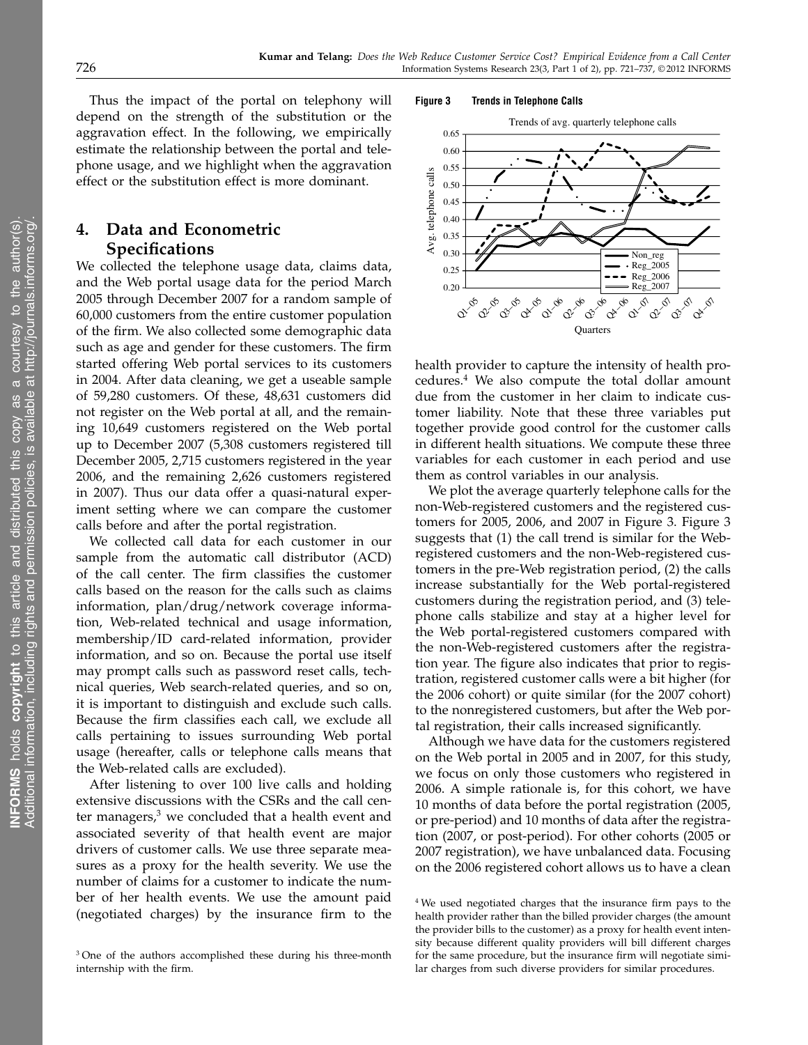Thus the impact of the portal on telephony will depend on the strength of the substitution or the aggravation effect. In the following, we empirically estimate the relationship between the portal and telephone usage, and we highlight when the aggravation effect or the substitution effect is more dominant.

## 4. Data and Econometric Specifications

We collected the telephone usage data, claims data, and the Web portal usage data for the period March 2005 through December 2007 for a random sample of 60,000 customers from the entire customer population of the firm. We also collected some demographic data such as age and gender for these customers. The firm started offering Web portal services to its customers in 2004. After data cleaning, we get a useable sample of 59,280 customers. Of these, 48,631 customers did not register on the Web portal at all, and the remaining 10,649 customers registered on the Web portal up to December 2007 (5,308 customers registered till December 2005, 2,715 customers registered in the year 2006, and the remaining 2,626 customers registered in 2007). Thus our data offer a quasi-natural experiment setting where we can compare the customer calls before and after the portal registration.

We collected call data for each customer in our sample from the automatic call distributor (ACD) of the call center. The firm classifies the customer calls based on the reason for the calls such as claims information, plan/drug/network coverage information, Web-related technical and usage information, membership/ID card-related information, provider information, and so on. Because the portal use itself may prompt calls such as password reset calls, technical queries, Web search-related queries, and so on, it is important to distinguish and exclude such calls. Because the firm classifies each call, we exclude all calls pertaining to issues surrounding Web portal usage (hereafter, calls or telephone calls means that the Web-related calls are excluded).

After listening to over 100 live calls and holding extensive discussions with the CSRs and the call center managers,[3] we concluded that a health event and associated severity of that health event are major drivers of customer calls. We use three separate measures as a proxy for the health severity. We use the number of claims for a customer to indicate the number of her health events. We use the amount paid (negotiated charges) by the insurance firm to the health provider to capture the intensity of health procedures.[4] We also compute the total dollar amount due from the customer in her claim to indicate customer liability. Note that these three variables put together provide good control for the customer calls in different health situations. We compute these three variables for each customer in each period and use them as control variables in our analysis.

**Figure 3 Trends in Telephone Calls**

We plot the average quarterly telephone calls for the non-Web-registered customers and the registered customers for 2005, 2006, and 2007 in Figure 3. Figure 3 suggests that (1) the call trend is similar for the Web-registered customers and the non-Web-registered customers in the pre-Web registration period, (2) the calls increase substantially for the Web portal-registered customers during the registration period, and (3) telephone calls stabilize and stay at a higher level for the Web portal-registered customers compared with the non-Web-registered customers after the registration year. The figure also indicates that prior to registration, registered customer calls were a bit higher (for the 2006 cohort) or quite similar (for the 2007 cohort) to the nonregistered customers, but after the Web portal registration, their calls increased significantly.

Although we have data for the customers registered on the Web portal in 2005 and in 2007, for this study, we focus on only those customers who registered in 2006. A simple rationale is, for this cohort, we have 10 months of data before the portal registration (2005, or pre-period) and 10 months of data after the registration (2007, or post-period). For other cohorts (2005 or 2007 registration), we have unbalanced data. Focusing on the 2006 registered cohort allows us to have a clean

[3] One of the authors accomplished these during his three-month internship with the firm.

[4] We used negotiated charges that the insurance firm pays to the health provider rather than the billed provider charges (the amount the provider bills to the customer) as a proxy for health event intensity because different quality providers will bill different charges for the same procedure, but the insurance firm will negotiate similar charges from such diverse providers for similar procedures.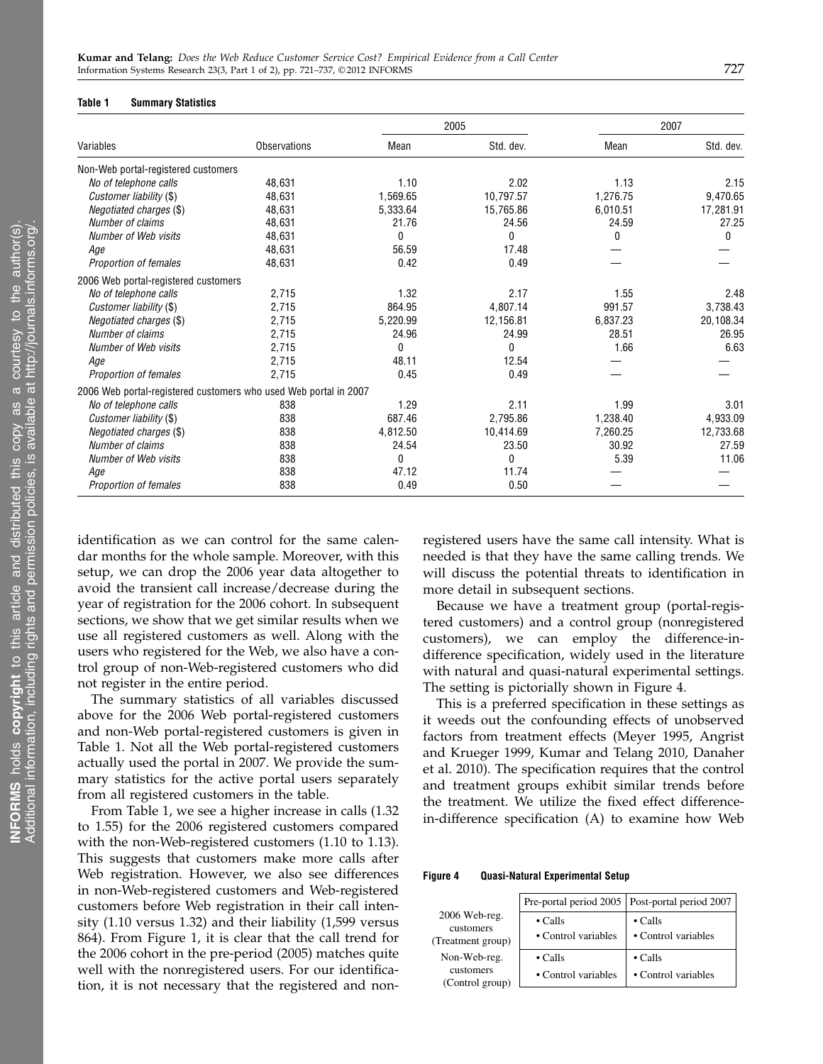**Table 1 Summary Statistics**

| Variables | Observations | 2005 Mean | 2005 Std. dev. | 2007 Mean | 2007 Std. dev. |
|---|---|---|---|---|---|
| Non-Web portal-registered customers | | | | | |
| *No of telephone calls* | 48,631 | 1.10 | 2.02 | 1.13 | 2.15 |
| *Customer liability* ($) | 48,631 | 1,569.65 | 10,797.57 | 1,276.75 | 9,470.65 |
| *Negotiated charges* ($) | 48,631 | 5,333.64 | 15,765.86 | 6,010.51 | 17,281.91 |
| *Number of claims* | 48,631 | 21.76 | 24.56 | 24.59 | 27.25 |
| *Number of Web visits* | 48,631 | 0 | 0 | 0 | 0 |
| *Age* | 48,631 | 56.59 | 17.48 | — | — |
| *Proportion of females* | 48,631 | 0.42 | 0.49 | — | — |
| 2006 Web portal-registered customers | | | | | |
| *No of telephone calls* | 2,715 | 1.32 | 2.17 | 1.55 | 2.48 |
| *Customer liability* ($) | 2,715 | 864.95 | 4,807.14 | 991.57 | 3,738.43 |
| *Negotiated charges* ($) | 2,715 | 5,220.99 | 12,156.81 | 6,837.23 | 20,108.34 |
| *Number of claims* | 2,715 | 24.96 | 24.99 | 28.51 | 26.95 |
| *Number of Web visits* | 2,715 | 0 | 0 | 1.66 | 6.63 |
| *Age* | 2,715 | 48.11 | 12.54 | — | — |
| *Proportion of females* | 2,715 | 0.45 | 0.49 | — | — |
| 2006 Web portal-registered customers who used Web portal in 2007 | | | | | |
| *No of telephone calls* | 838 | 1.29 | 2.11 | 1.99 | 3.01 |
| *Customer liability* ($) | 838 | 687.46 | 2,795.86 | 1,238.40 | 4,933.09 |
| *Negotiated charges* ($) | 838 | 4,812.50 | 10,414.69 | 7,260.25 | 12,733.68 |
| *Number of claims* | 838 | 24.54 | 23.50 | 30.92 | 27.59 |
| *Number of Web visits* | 838 | 0 | 0 | 5.39 | 11.06 |
| *Age* | 838 | 47.12 | 11.74 | — | — |
| *Proportion of females* | 838 | 0.49 | 0.50 | — | — |

identification as we can control for the same calendar months for the whole sample. Moreover, with this setup, we can drop the 2006 year data altogether to avoid the transient call increase/decrease during the year of registration for the 2006 cohort. In subsequent sections, we show that we get similar results when we use all registered customers as well. Along with the users who registered for the Web, we also have a control group of non-Web-registered customers who did not register in the entire period.

The summary statistics of all variables discussed above for the 2006 Web portal-registered customers and non-Web portal-registered customers is given in Table 1. Not all the Web portal-registered customers actually used the portal in 2007. We provide the summary statistics for the active portal users separately from all registered customers in the table.

From Table 1, we see a higher increase in calls (1.32 to 1.55) for the 2006 registered customers compared with the non-Web-registered customers (1.10 to 1.13). This suggests that customers make more calls after Web registration. However, we also see differences in non-Web-registered customers and Web-registered customers before Web registration in their call intensity (1.10 versus 1.32) and their liability (1,599 versus 864). From Figure 1, it is clear that the call trend for the 2006 cohort in the pre-period (2005) matches quite well with the nonregistered users. For our identification, it is not necessary that the registered and nonregistered users have the same call intensity. What is needed is that they have the same calling trends. We will discuss the potential threats to identification in more detail in subsequent sections.

Because we have a treatment group (portal-registered customers) and a control group (nonregistered customers), we can employ the difference-in-difference specification, widely used in the literature with natural and quasi-natural experimental settings. The setting is pictorially shown in Figure 4.

This is a preferred specification in these settings as it weeds out the confounding effects of unobserved factors from treatment effects (Meyer 1995, Angrist and Krueger 1999, Kumar and Telang 2010, Danaher et al. 2010). The specification requires that the control and treatment groups exhibit similar trends before the treatment. We utilize the fixed effect difference-in-difference specification (A) to examine how Web

**Figure 4 Quasi-Natural Experimental Setup**

| | Pre-portal period 2005 | Post-portal period 2007 |
|---|---|---|
| 2006 Web-reg. customers (Treatment group) | • Calls • Control variables | • Calls • Control variables |
| Non-Web-reg. customers (Control group) | • Calls • Control variables | • Calls • Control variables |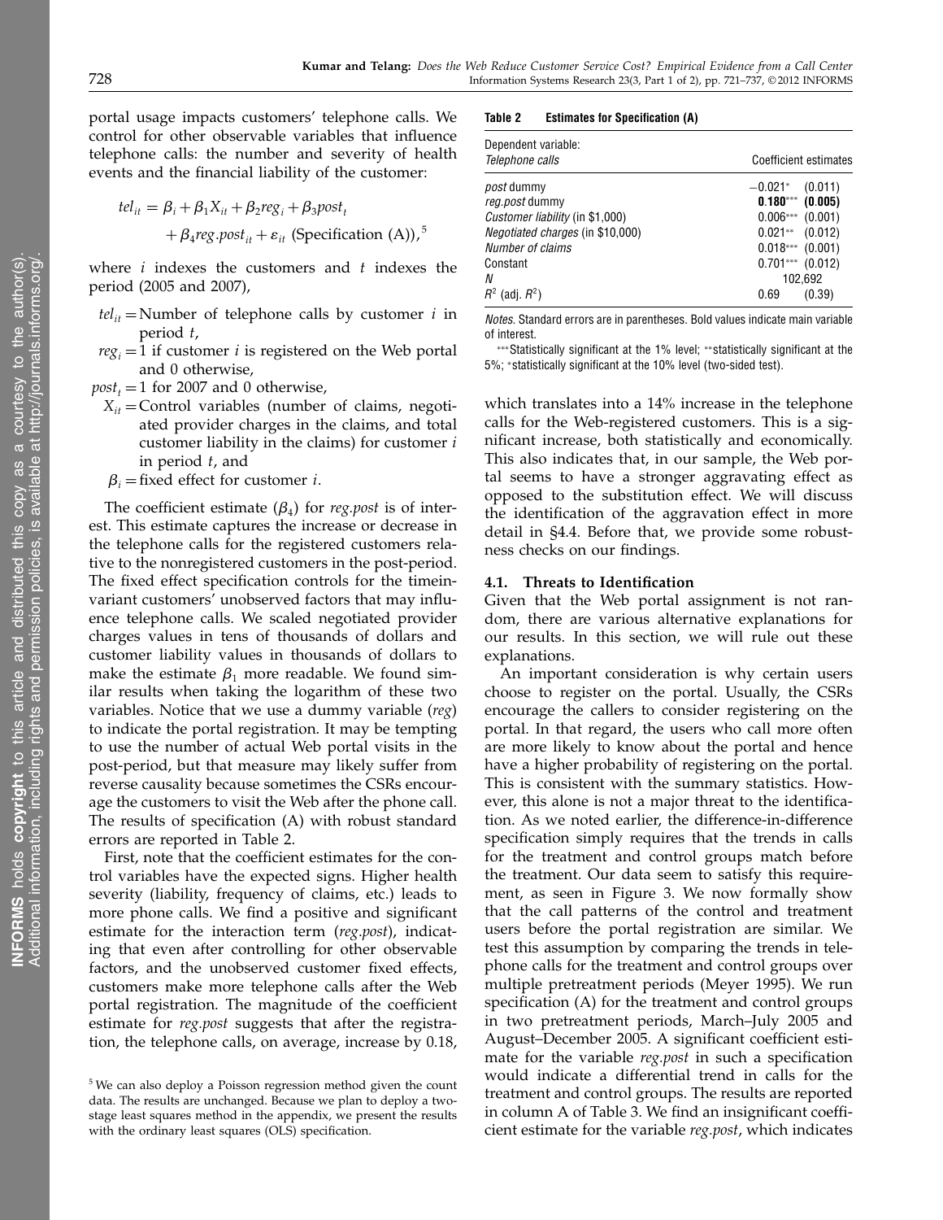portal usage impacts customers' telephone calls. We control for other observable variables that influence telephone calls: the number and severity of health events and the financial liability of the customer:

$$tel_{it} = \beta_i + \beta_1 X_{it} + \beta_2 reg_i + \beta_3 post_t + \beta_4 reg.post_{it} + \varepsilon_{it} \text{ (Specification (A))},$$ [5]

where $i$ indexes the customers and $t$ indexes the period (2005 and 2007),

- $tel_{it}$ = Number of telephone calls by customer $i$ in period $t$,
- $reg_i$ = 1 if customer $i$ is registered on the Web portal and 0 otherwise,
- $post_t$ = 1 for 2007 and 0 otherwise,
- $X_{it}$ = Control variables (number of claims, negotiated provider charges in the claims, and total customer liability in the claims) for customer $i$ in period $t$, and
- $\beta_i$ = fixed effect for customer $i$.

The coefficient estimate ($\beta_4$) for *reg.post* is of interest. This estimate captures the increase or decrease in the telephone calls for the registered customers relative to the nonregistered customers in the post-period. The fixed effect specification controls for the timeinvariant customers' unobserved factors that may influence telephone calls. We scaled negotiated provider charges values in tens of thousands of dollars and customer liability values in thousands of dollars to make the estimate $\beta_1$ more readable. We found similar results when taking the logarithm of these two variables. Notice that we use a dummy variable (*reg*) to indicate the portal registration. It may be tempting to use the number of actual Web portal visits in the post-period, but that measure may likely suffer from reverse causality because sometimes the CSRs encourage the customers to visit the Web after the phone call. The results of specification (A) with robust standard errors are reported in Table 2.

First, note that the coefficient estimates for the control variables have the expected signs. Higher health severity (liability, frequency of claims, etc.) leads to more phone calls. We find a positive and significant estimate for the interaction term (*reg.post*), indicating that even after controlling for other observable factors, and the unobserved customer fixed effects, customers make more telephone calls after the Web portal registration. The magnitude of the coefficient estimate for *reg.post* suggests that after the registration, the telephone calls, on average, increase by 0.18, which translates into a 14% increase in the telephone calls for the Web-registered customers. This is a significant increase, both statistically and economically. This also indicates that, in our sample, the Web portal seems to have a stronger aggravating effect as opposed to the substitution effect. We will discuss the identification of the aggravation effect in more detail in §4.4. Before that, we provide some robustness checks on our findings.

**Table 2 Estimates for Specification (A)**

| Dependent variable: *Telephone calls* | Coefficient estimates | |
|---|---|---|
| *post* dummy | −0.021* | (0.011) |
| *reg.post* dummy | **0.180*** ** | **(0.005)** |
| *Customer liability* (in $1,000) | 0.006*** | (0.001) |
| *Negotiated charges* (in $10,000) | 0.021** | (0.012) |
| *Number of claims* | 0.018*** | (0.001) |
| Constant | 0.701*** | (0.012) |
| $N$ | 102,692 | |
| $R^2$ (adj. $R^2$) | 0.69 | (0.39) |

*Notes.* Standard errors are in parentheses. Bold values indicate main variable of interest.

***Statistically significant at the 1% level; **statistically significant at the 5%; *statistically significant at the 10% level (two-sided test).

### 4.1. Threats to Identification

Given that the Web portal assignment is not random, there are various alternative explanations for our results. In this section, we will rule out these explanations.

An important consideration is why certain users choose to register on the portal. Usually, the CSRs encourage the callers to consider registering on the portal. In that regard, the users who call more often are more likely to know about the portal and hence have a higher probability of registering on the portal. This is consistent with the summary statistics. However, this alone is not a major threat to the identification. As we noted earlier, the difference-in-difference specification simply requires that the trends in calls for the treatment and control groups match before the treatment. Our data seem to satisfy this requirement, as seen in Figure 3. We now formally show that the call patterns of the control and treatment users before the portal registration are similar. We test this assumption by comparing the trends in telephone calls for the treatment and control groups over multiple pretreatment periods (Meyer 1995). We run specification (A) for the treatment and control groups in two pretreatment periods, March–July 2005 and August–December 2005. A significant coefficient estimate for the variable *reg.post* in such a specification would indicate a differential trend in calls for the treatment and control groups. The results are reported in column A of Table 3. We find an insignificant coefficient estimate for the variable *reg.post*, which indicates

[5] We can also deploy a Poisson regression method given the count data. The results are unchanged. Because we plan to deploy a two-stage least squares method in the appendix, we present the results with the ordinary least squares (OLS) specification.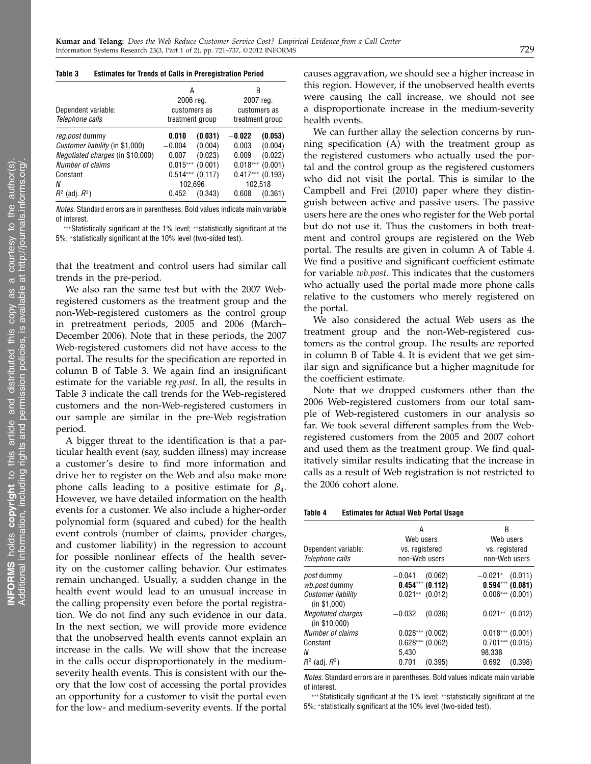**Table 3 Estimates for Trends of Calls in Preregistration Period**

| Dependent variable: *Telephone calls* | A 2006 reg. customers as treatment group | | B 2007 reg. customers as treatment group | |
|---|---|---|---|---|
| *reg.post* dummy | **0.010** | **(0.031)** | **−0.022** | **(0.053)** |
| *Customer liability* (in \$1,000) | −0.004 | (0.004) | 0.003 | (0.004) |
| *Negotiated charges* (in \$10,000) | 0.007 | (0.023) | 0.009 | (0.022) |
| *Number of claims* | 0.015*** | (0.001) | 0.018*** | (0.001) |
| Constant | 0.514*** | (0.117) | 0.417*** | (0.193) |
| *N* | 102,696 | | 102,518 | |
| $R^2$ (adj. $R^2$) | 0.452 | (0.343) | 0.608 | (0.361) |

*Notes.* Standard errors are in parentheses. Bold values indicate main variable of interest.

***Statistically significant at the 1% level; **statistically significant at the 5%; *statistically significant at the 10% level (two-sided test).

that the treatment and control users had similar call trends in the pre-period.

We also ran the same test but with the 2007 Web-registered customers as the treatment group and the non-Web-registered customers as the control group in pretreatment periods, 2005 and 2006 (March–December 2006). Note that in these periods, the 2007 Web-registered customers did not have access to the portal. The results for the specification are reported in column B of Table 3. We again find an insignificant estimate for the variable *reg.post*. In all, the results in Table 3 indicate the call trends for the Web-registered customers and the non-Web-registered customers in our sample are similar in the pre-Web registration period.

A bigger threat to the identification is that a particular health event (say, sudden illness) may increase a customer's desire to find more information and drive her to register on the Web and also make more phone calls leading to a positive estimate for $\beta_4$. However, we have detailed information on the health events for a customer. We also include a higher-order polynomial form (squared and cubed) for the health event controls (number of claims, provider charges, and customer liability) in the regression to account for possible nonlinear effects of the health severity on the customer calling behavior. Our estimates remain unchanged. Usually, a sudden change in the health event would lead to an unusual increase in the calling propensity even before the portal registration. We do not find any such evidence in our data. In the next section, we will provide more evidence that the unobserved health events cannot explain an increase in the calls. We will show that the increase in the calls occur disproportionately in the medium-severity health events. This is consistent with our theory that the low cost of accessing the portal provides an opportunity for a customer to visit the portal even for the low- and medium-severity events. If the portal causes aggravation, we should see a higher increase in this region. However, if the unobserved health events were causing the call increase, we should not see a disproportionate increase in the medium-severity health events.

We can further allay the selection concerns by running specification (A) with the treatment group as the registered customers who actually used the portal and the control group as the registered customers who did not visit the portal. This is similar to the Campbell and Frei (2010) paper where they distinguish between active and passive users. The passive users here are the ones who register for the Web portal but do not use it. Thus the customers in both treatment and control groups are registered on the Web portal. The results are given in column A of Table 4. We find a positive and significant coefficient estimate for variable *wb.post*. This indicates that the customers who actually used the portal made more phone calls relative to the customers who merely registered on the portal.

We also considered the actual Web users as the treatment group and the non-Web-registered customers as the control group. The results are reported in column B of Table 4. It is evident that we get similar sign and significance but a higher magnitude for the coefficient estimate.

Note that we dropped customers other than the 2006 Web-registered customers from our total sample of Web-registered customers in our analysis so far. We took several different samples from the Web-registered customers from the 2005 and 2007 cohort and used them as the treatment group. We find qualitatively similar results indicating that the increase in calls as a result of Web registration is not restricted to the 2006 cohort alone.

**Table 4 Estimates for Actual Web Portal Usage**

| Dependent variable: *Telephone calls* | A Web users vs. registered non-Web users | | B Web users vs. registered non-Web users | |
|---|---|---|---|---|
| *post* dummy | −0.041 | (0.062) | −0.021* | (0.011) |
| *wb.post* dummy | **0.454*** ** | **(0.112)** | **0.594*** ** | **(0.081)** |
| *Customer liability* (in \$1,000) | 0.021** | (0.012) | 0.006*** | (0.001) |
| *Negotiated charges* (in \$10,000) | −0.032 | (0.036) | 0.021** | (0.012) |
| *Number of claims* | 0.028*** | (0.002) | 0.018*** | (0.001) |
| Constant | 0.628*** | (0.062) | 0.701*** | (0.015) |
| *N* | 5,430 | | 98,338 | |
| $R^2$ (adj. $R^2$) | 0.701 | (0.395) | 0.692 | (0.398) |

*Notes.* Standard errors are in parentheses. Bold values indicate main variable of interest.

***Statistically significant at the 1% level; **statistically significant at the 5%; *statistically significant at the 10% level (two-sided test).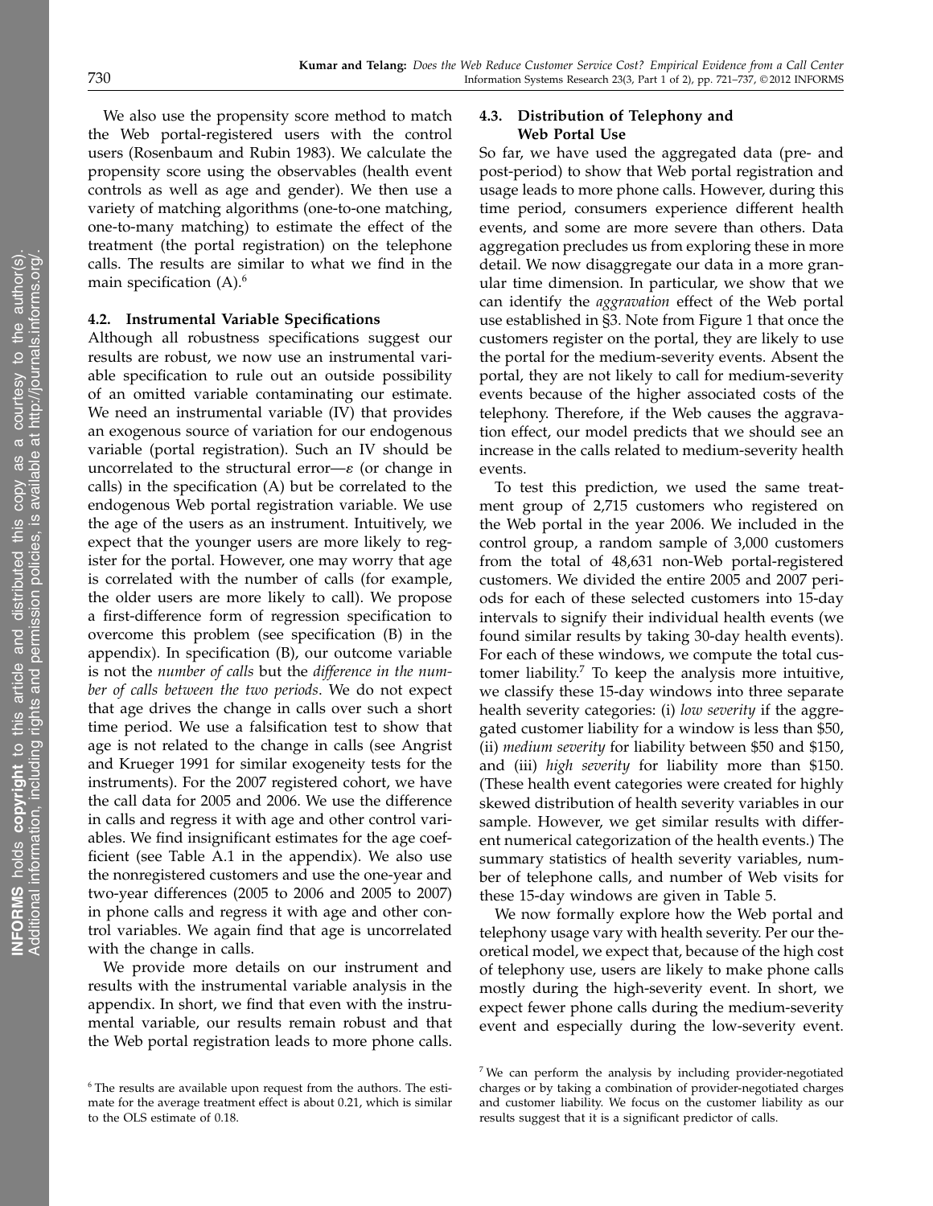We also use the propensity score method to match the Web portal-registered users with the control users (Rosenbaum and Rubin 1983). We calculate the propensity score using the observables (health event controls as well as age and gender). We then use a variety of matching algorithms (one-to-one matching, one-to-many matching) to estimate the effect of the treatment (the portal registration) on the telephone calls. The results are similar to what we find in the main specification (A).[6]

### 4.2. Instrumental Variable Specifications

Although all robustness specifications suggest our results are robust, we now use an instrumental variable specification to rule out an outside possibility of an omitted variable contaminating our estimate. We need an instrumental variable (IV) that provides an exogenous source of variation for our endogenous variable (portal registration). Such an IV should be uncorrelated to the structural error—$\varepsilon$ (or change in calls) in the specification (A) but be correlated to the endogenous Web portal registration variable. We use the age of the users as an instrument. Intuitively, we expect that the younger users are more likely to register for the portal. However, one may worry that age is correlated with the number of calls (for example, the older users are more likely to call). We propose a first-difference form of regression specification to overcome this problem (see specification (B) in the appendix). In specification (B), our outcome variable is not the *number of calls* but the *difference in the number of calls between the two periods*. We do not expect that age drives the change in calls over such a short time period. We use a falsification test to show that age is not related to the change in calls (see Angrist and Krueger 1991 for similar exogeneity tests for the instruments). For the 2007 registered cohort, we have the call data for 2005 and 2006. We use the difference in calls and regress it with age and other control variables. We find insignificant estimates for the age coefficient (see Table A.1 in the appendix). We also use the nonregistered customers and use the one-year and two-year differences (2005 to 2006 and 2005 to 2007) in phone calls and regress it with age and other control variables. We again find that age is uncorrelated with the change in calls.

We provide more details on our instrument and results with the instrumental variable analysis in the appendix. In short, we find that even with the instrumental variable, our results remain robust and that the Web portal registration leads to more phone calls.

### 4.3. Distribution of Telephony and Web Portal Use

So far, we have used the aggregated data (pre- and post-period) to show that Web portal registration and usage leads to more phone calls. However, during this time period, consumers experience different health events, and some are more severe than others. Data aggregation precludes us from exploring these in more detail. We now disaggregate our data in a more granular time dimension. In particular, we show that we can identify the *aggravation* effect of the Web portal use established in §3. Note from Figure 1 that once the customers register on the portal, they are likely to use the portal for the medium-severity events. Absent the portal, they are not likely to call for medium-severity events because of the higher associated costs of the telephony. Therefore, if the Web causes the aggravation effect, our model predicts that we should see an increase in the calls related to medium-severity health events.

To test this prediction, we used the same treatment group of 2,715 customers who registered on the Web portal in the year 2006. We included in the control group, a random sample of 3,000 customers from the total of 48,631 non-Web portal-registered customers. We divided the entire 2005 and 2007 periods for each of these selected customers into 15-day intervals to signify their individual health events (we found similar results by taking 30-day health events). For each of these windows, we compute the total customer liability.[7] To keep the analysis more intuitive, we classify these 15-day windows into three separate health severity categories: (i) *low severity* if the aggregated customer liability for a window is less than \$50, (ii) *medium severity* for liability between \$50 and \$150, and (iii) *high severity* for liability more than \$150. (These health event categories were created for highly skewed distribution of health severity variables in our sample. However, we get similar results with different numerical categorization of the health events.) The summary statistics of health severity variables, number of telephone calls, and number of Web visits for these 15-day windows are given in Table 5.

We now formally explore how the Web portal and telephony usage vary with health severity. Per our theoretical model, we expect that, because of the high cost of telephony use, users are likely to make phone calls mostly during the high-severity event. In short, we expect fewer phone calls during the medium-severity event and especially during the low-severity event.

[6] The results are available upon request from the authors. The estimate for the average treatment effect is about 0.21, which is similar to the OLS estimate of 0.18.

[7] We can perform the analysis by including provider-negotiated charges or by taking a combination of provider-negotiated charges and customer liability. We focus on the customer liability as our results suggest that it is a significant predictor of calls.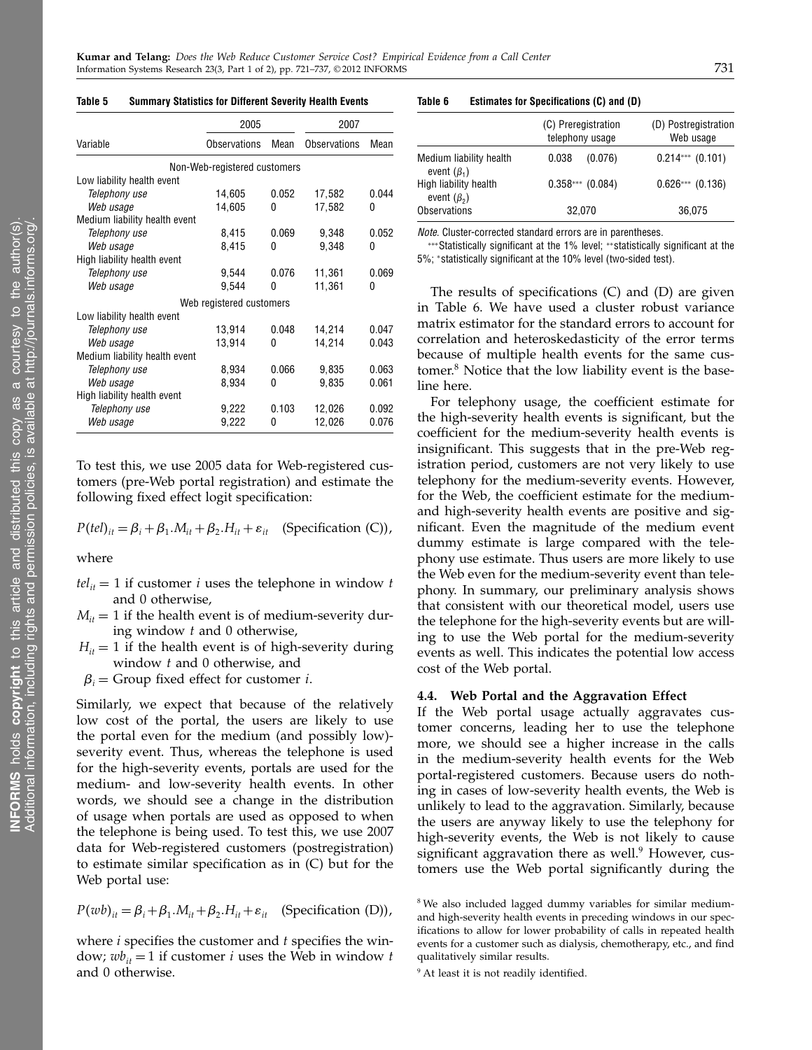**Table 5 Summary Statistics for Different Severity Health Events**

| Variable | 2005 | | 2007 | |
|---|---|---|---|---|
| | Observations | Mean | Observations | Mean |
| *Non-Web-registered customers* | | | | |
| Low liability health event | | | | |
| *Telephony use* | 14,605 | 0.052 | 17,582 | 0.044 |
| *Web usage* | 14,605 | 0 | 17,582 | 0 |
| Medium liability health event | | | | |
| *Telephony use* | 8,415 | 0.069 | 9,348 | 0.052 |
| *Web usage* | 8,415 | 0 | 9,348 | 0 |
| High liability health event | | | | |
| *Telephony use* | 9,544 | 0.076 | 11,361 | 0.069 |
| *Web usage* | 9,544 | 0 | 11,361 | 0 |
| *Web registered customers* | | | | |
| Low liability health event | | | | |
| *Telephony use* | 13,914 | 0.048 | 14,214 | 0.047 |
| *Web usage* | 13,914 | 0 | 14,214 | 0.043 |
| Medium liability health event | | | | |
| *Telephony use* | 8,934 | 0.066 | 9,835 | 0.063 |
| *Web usage* | 8,934 | 0 | 9,835 | 0.061 |
| High liability health event | | | | |
| *Telephony use* | 9,222 | 0.103 | 12,026 | 0.092 |
| *Web usage* | 9,222 | 0 | 12,026 | 0.076 |

To test this, we use 2005 data for Web-registered customers (pre-Web portal registration) and estimate the following fixed effect logit specification:

$$P(tel)_{it} = \beta_i + \beta_1.M_{it} + \beta_2.H_{it} + \varepsilon_{it} \quad \text{(Specification (C))},$$

where

- $tel_{it} = 1$ if customer $i$ uses the telephone in window $t$ and 0 otherwise,
- $M_{it} = 1$ if the health event is of medium-severity during window $t$ and 0 otherwise,
- $H_{it} = 1$ if the health event is of high-severity during window $t$ and 0 otherwise, and
- $\beta_i$ = Group fixed effect for customer $i$.

Similarly, we expect that because of the relatively low cost of the portal, the users are likely to use the portal even for the medium (and possibly low)-severity event. Thus, whereas the telephone is used for the high-severity events, portals are used for the medium- and low-severity health events. In other words, we should see a change in the distribution of usage when portals are used as opposed to when the telephone is being used. To test this, we use 2007 data for Web-registered customers (postregistration) to estimate similar specification as in (C) but for the Web portal use:

$$P(wb)_{it} = \beta_i + \beta_1.M_{it} + \beta_2.H_{it} + \varepsilon_{it} \quad \text{(Specification (D))},$$

where $i$ specifies the customer and $t$ specifies the window; $wb_{it} = 1$ if customer $i$ uses the Web in window $t$ and 0 otherwise.

**Table 6 Estimates for Specifications (C) and (D)**

| | (C) Preregistration telephony usage | (D) Postregistration Web usage |
|---|---|---|
| Medium liability health event ($\beta_1$) | 0.038 (0.076) | 0.214*** (0.101) |
| High liability health event ($\beta_2$) | 0.358*** (0.084) | 0.626*** (0.136) |
| Observations | 32,070 | 36,075 |

*Note.* Cluster-corrected standard errors are in parentheses.

***Statistically significant at the 1% level; **statistically significant at the 5%; *statistically significant at the 10% level (two-sided test).

The results of specifications (C) and (D) are given in Table 6. We have used a cluster robust variance matrix estimator for the standard errors to account for correlation and heteroskedasticity of the error terms because of multiple health events for the same customer.[8] Notice that the low liability event is the baseline here.

For telephony usage, the coefficient estimate for the high-severity health events is significant, but the coefficient for the medium-severity health events is insignificant. This suggests that in the pre-Web registration period, customers are not very likely to use telephony for the medium-severity events. However, for the Web, the coefficient estimate for the medium- and high-severity health events are positive and significant. Even the magnitude of the medium event dummy estimate is large compared with the telephony use estimate. Thus users are more likely to use the Web even for the medium-severity event than telephony. In summary, our preliminary analysis shows that consistent with our theoretical model, users use the telephone for the high-severity events but are willing to use the Web portal for the medium-severity events as well. This indicates the potential low access cost of the Web portal.

### 4.4. Web Portal and the Aggravation Effect

If the Web portal usage actually aggravates customer concerns, leading her to use the telephone more, we should see a higher increase in the calls in the medium-severity health events for the Web portal-registered customers. Because users do nothing in cases of low-severity health events, the Web is unlikely to lead to the aggravation. Similarly, because the users are anyway likely to use the telephony for high-severity events, the Web is not likely to cause significant aggravation there as well.[9] However, customers use the Web portal significantly during the

[8] We also included lagged dummy variables for similar medium- and high-severity health events in preceding windows in our specifications to allow for lower probability of calls in repeated health events for a customer such as dialysis, chemotherapy, etc., and find qualitatively similar results.

[9] At least it is not readily identified.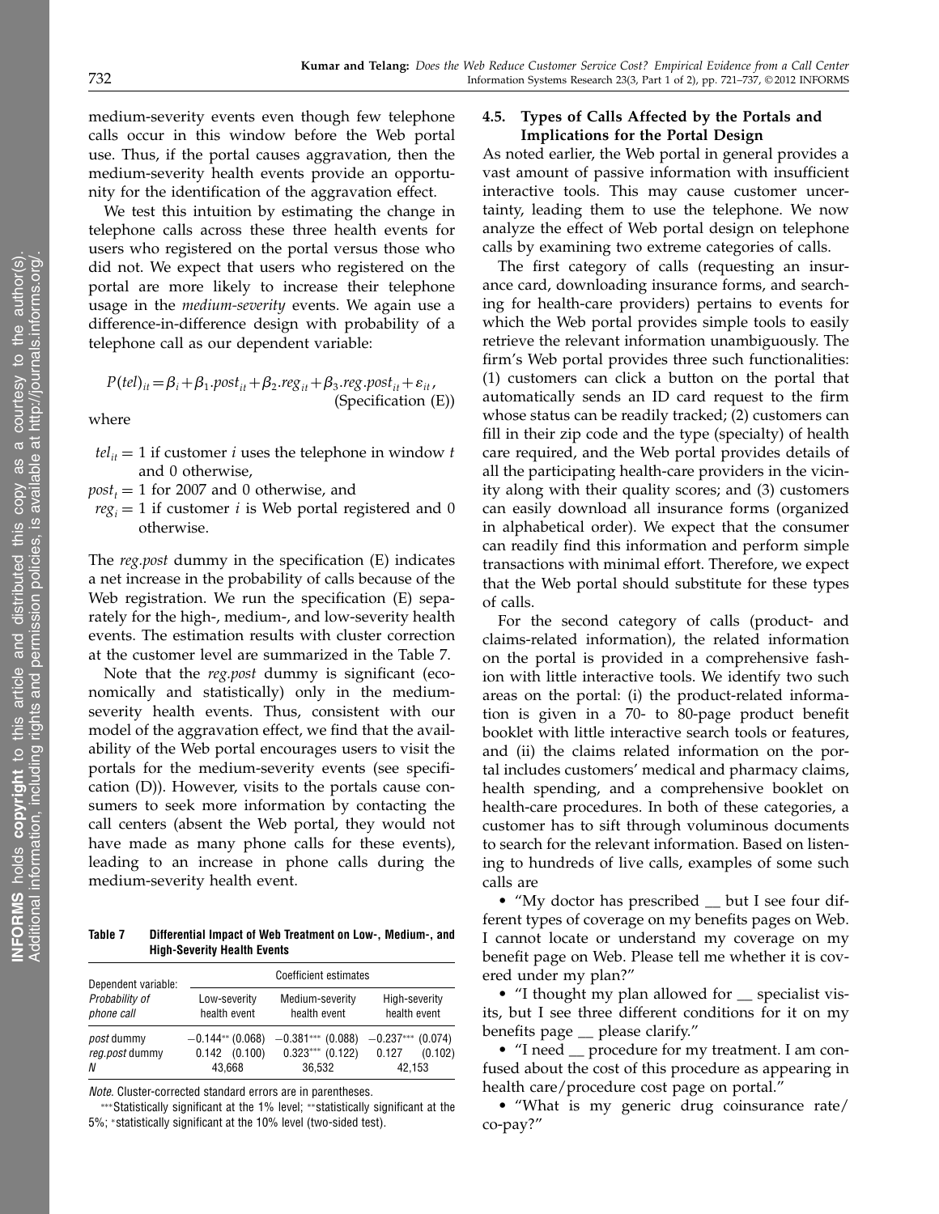medium-severity events even though few telephone calls occur in this window before the Web portal use. Thus, if the portal causes aggravation, then the medium-severity health events provide an opportunity for the identification of the aggravation effect.

We test this intuition by estimating the change in telephone calls across these three health events for users who registered on the portal versus those who did not. We expect that users who registered on the portal are more likely to increase their telephone usage in the *medium-severity* events. We again use a difference-in-difference design with probability of a telephone call as our dependent variable:

$$P(tel)_{it} = \beta_i + \beta_1 .post_{it} + \beta_2 .reg_{it} + \beta_3 .reg.post_{it} + \varepsilon_{it}, \quad \text{(Specification (E))}$$

where

- $tel_{it} = 1$ if customer $i$ uses the telephone in window $t$ and 0 otherwise,
- $post_t = 1$ for 2007 and 0 otherwise, and
- $reg_i = 1$ if customer $i$ is Web portal registered and 0 otherwise.

The *reg.post* dummy in the specification (E) indicates a net increase in the probability of calls because of the Web registration. We run the specification (E) separately for the high-, medium-, and low-severity health events. The estimation results with cluster correction at the customer level are summarized in the Table 7.

Note that the *reg.post* dummy is significant (economically and statistically) only in the medium-severity health events. Thus, consistent with our model of the aggravation effect, we find that the availability of the Web portal encourages users to visit the portals for the medium-severity events (see specification (D)). However, visits to the portals cause consumers to seek more information by contacting the call centers (absent the Web portal, they would not have made as many phone calls for these events), leading to an increase in phone calls during the medium-severity health event.

**Table 7** **Differential Impact of Web Treatment on Low-, Medium-, and High-Severity Health Events**

| Dependent variable: *Probability of phone call* | Coefficient estimates | | |
|---|---|---|---|
| | Low-severity health event | Medium-severity health event | High-severity health event |
| *post* dummy | −0.144** (0.068) | −0.381*** (0.088) | −0.237*** (0.074) |
| *reg.post* dummy | 0.142 (0.100) | 0.323*** (0.122) | 0.127 (0.102) |
| *N* | 43,668 | 36,532 | 42,153 |

*Note.* Cluster-corrected standard errors are in parentheses.

***Statistically significant at the 1% level; **statistically significant at the 5%; *statistically significant at the 10% level (two-sided test).

### 4.5. Types of Calls Affected by the Portals and Implications for the Portal Design

As noted earlier, the Web portal in general provides a vast amount of passive information with insufficient interactive tools. This may cause customer uncertainty, leading them to use the telephone. We now analyze the effect of Web portal design on telephone calls by examining two extreme categories of calls.

The first category of calls (requesting an insurance card, downloading insurance forms, and searching for health-care providers) pertains to events for which the Web portal provides simple tools to easily retrieve the relevant information unambiguously. The firm's Web portal provides three such functionalities: (1) customers can click a button on the portal that automatically sends an ID card request to the firm whose status can be readily tracked; (2) customers can fill in their zip code and the type (specialty) of health care required, and the Web portal provides details of all the participating health-care providers in the vicinity along with their quality scores; and (3) customers can easily download all insurance forms (organized in alphabetical order). We expect that the consumer can readily find this information and perform simple transactions with minimal effort. Therefore, we expect that the Web portal should substitute for these types of calls.

For the second category of calls (product- and claims-related information), the related information on the portal is provided in a comprehensive fashion with little interactive tools. We identify two such areas on the portal: (i) the product-related information is given in a 70- to 80-page product benefit booklet with little interactive search tools or features, and (ii) the claims related information on the portal includes customers' medical and pharmacy claims, health spending, and a comprehensive booklet on health-care procedures. In both of these categories, a customer has to sift through voluminous documents to search for the relevant information. Based on listening to hundreds of live calls, examples of some such calls are

- "My doctor has prescribed __ but I see four different types of coverage on my benefits pages on Web. I cannot locate or understand my coverage on my benefit page on Web. Please tell me whether it is covered under my plan?"
- "I thought my plan allowed for __ specialist visits, but I see three different conditions for it on my benefits page __ please clarify."
- "I need __ procedure for my treatment. I am confused about the cost of this procedure as appearing in health care/procedure cost page on portal."
- "What is my generic drug coinsurance rate/co-pay?"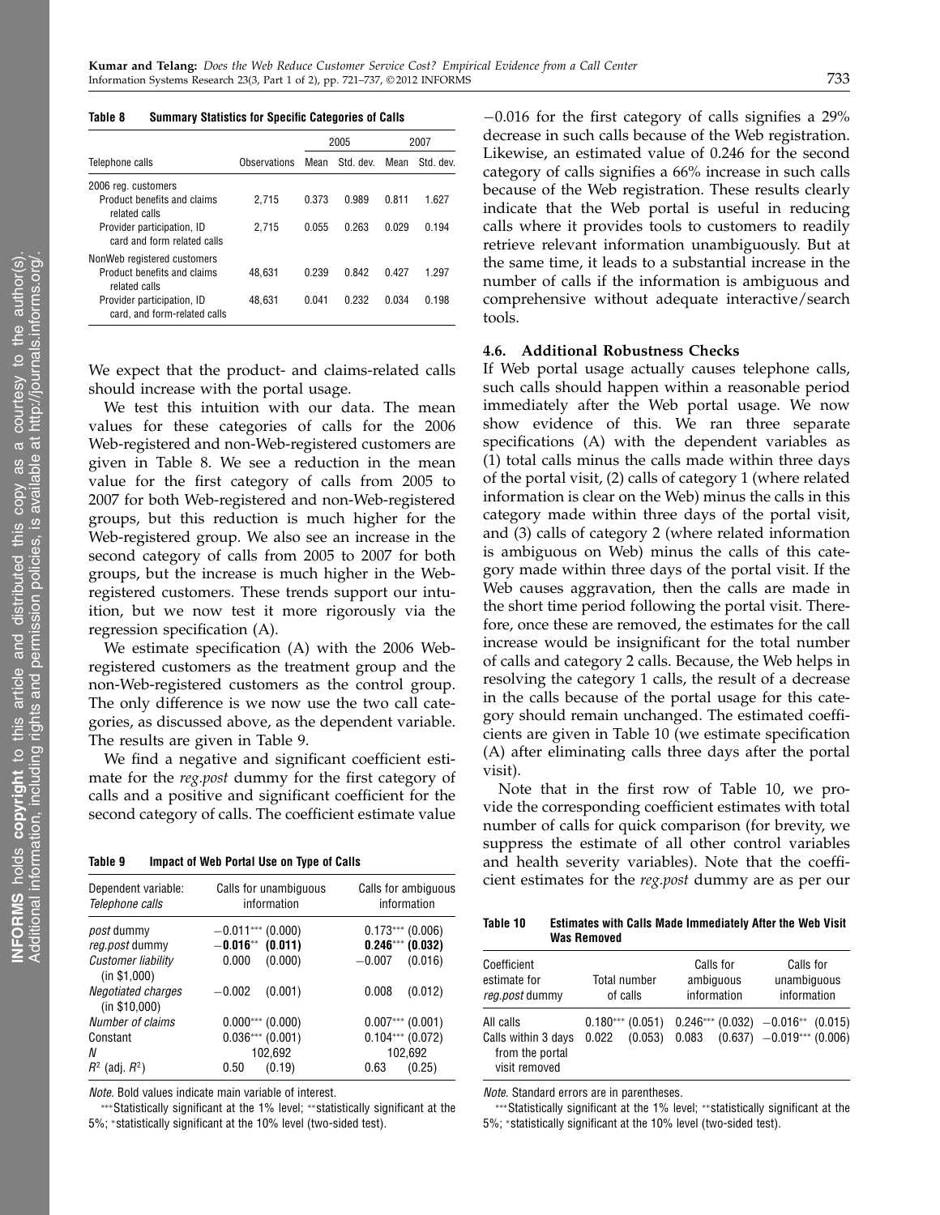**Table 8 Summary Statistics for Specific Categories of Calls**

| Telephone calls | Observations | 2005 Mean | 2005 Std. dev. | 2007 Mean | 2007 Std. dev. |
|---|---|---|---|---|---|
| 2006 reg. customers | | | | | |
| Product benefits and claims related calls | 2,715 | 0.373 | 0.989 | 0.811 | 1.627 |
| Provider participation, ID card and form related calls | 2,715 | 0.055 | 0.263 | 0.029 | 0.194 |
| NonWeb registered customers | | | | | |
| Product benefits and claims related calls | 48,631 | 0.239 | 0.842 | 0.427 | 1.297 |
| Provider participation, ID card, and form-related calls | 48,631 | 0.041 | 0.232 | 0.034 | 0.198 |

We expect that the product- and claims-related calls should increase with the portal usage.

We test this intuition with our data. The mean values for these categories of calls for the 2006 Web-registered and non-Web-registered customers are given in Table 8. We see a reduction in the mean value for the first category of calls from 2005 to 2007 for both Web-registered and non-Web-registered groups, but this reduction is much higher for the Web-registered group. We also see an increase in the second category of calls from 2005 to 2007 for both groups, but the increase is much higher in the Web-registered customers. These trends support our intuition, but we now test it more rigorously via the regression specification (A).

We estimate specification (A) with the 2006 Web-registered customers as the treatment group and the non-Web-registered customers as the control group. The only difference is we now use the two call categories, as discussed above, as the dependent variable. The results are given in Table 9.

We find a negative and significant coefficient estimate for the *reg.post* dummy for the first category of calls and a positive and significant coefficient for the second category of calls. The coefficient estimate value

**Table 9 Impact of Web Portal Use on Type of Calls**

| Dependent variable: *Telephone calls* | Calls for unambiguous information | | Calls for ambiguous information | |
|---|---|---|---|---|
| *post* dummy | −0.011*** | (0.000) | 0.173*** | (0.006) |
| *reg.post* dummy | **−0.016**** | **(0.011)** | **0.246***** | **(0.032)** |
| *Customer liability* (in \$1,000) | 0.000 | (0.000) | −0.007 | (0.016) |
| *Negotiated charges* (in \$10,000) | −0.002 | (0.001) | 0.008 | (0.012) |
| *Number of claims* | 0.000*** | (0.000) | 0.007*** | (0.001) |
| Constant | 0.036*** | (0.001) | 0.104*** | (0.072) |
| *N* | 102,692 | | 102,692 | |
| $R^2$ (adj. $R^2$) | 0.50 | (0.19) | 0.63 | (0.25) |

*Note.* Bold values indicate main variable of interest.

***Statistically significant at the 1% level; **statistically significant at the 5%; *statistically significant at the 10% level (two-sided test).

−0.016 for the first category of calls signifies a 29% decrease in such calls because of the Web registration. Likewise, an estimated value of 0.246 for the second category of calls signifies a 66% increase in such calls because of the Web registration. These results clearly indicate that the Web portal is useful in reducing calls where it provides tools to customers to readily retrieve relevant information unambiguously. But at the same time, it leads to a substantial increase in the number of calls if the information is ambiguous and comprehensive without adequate interactive/search tools.

### 4.6. Additional Robustness Checks

If Web portal usage actually causes telephone calls, such calls should happen within a reasonable period immediately after the Web portal usage. We now show evidence of this. We ran three separate specifications (A) with the dependent variables as (1) total calls minus the calls made within three days of the portal visit, (2) calls of category 1 (where related information is clear on the Web) minus the calls in this category made within three days of the portal visit, and (3) calls of category 2 (where related information is ambiguous on Web) minus the calls of this category made within three days of the portal visit. If the Web causes aggravation, then the calls are made in the short time period following the portal visit. Therefore, once these are removed, the estimates for the call increase would be insignificant for the total number of calls and category 2 calls. Because, the Web helps in resolving the category 1 calls, the result of a decrease in the calls because of the portal usage for this category should remain unchanged. The estimated coefficients are given in Table 10 (we estimate specification (A) after eliminating calls three days after the portal visit).

Note that in the first row of Table 10, we provide the corresponding coefficient estimates with total number of calls for quick comparison (for brevity, we suppress the estimate of all other control variables and health severity variables). Note that the coefficient estimates for the *reg.post* dummy are as per our

**Table 10 Estimates with Calls Made Immediately After the Web Visit Was Removed**

| Coefficient estimate for *reg.post* dummy | Total number of calls | | Calls for ambiguous information | | Calls for unambiguous information | |
|---|---|---|---|---|---|---|
| All calls | 0.180*** | (0.051) | 0.246*** | (0.032) | −0.016** | (0.015) |
| Calls within 3 days from the portal visit removed | 0.022 | (0.053) | 0.083 | (0.637) | −0.019*** | (0.006) |

*Note.* Standard errors are in parentheses.

***Statistically significant at the 1% level; **statistically significant at the 5%; *statistically significant at the 10% level (two-sided test).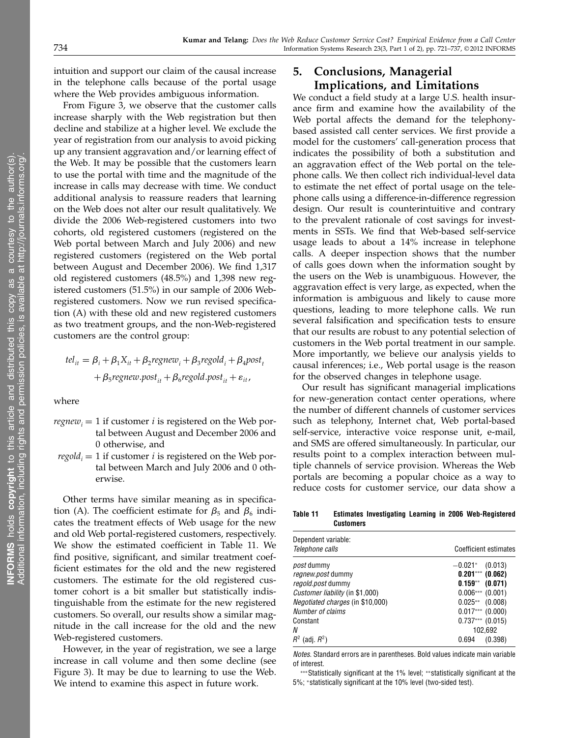intuition and support our claim of the causal increase in the telephone calls because of the portal usage where the Web provides ambiguous information.

From Figure 3, we observe that the customer calls increase sharply with the Web registration but then decline and stabilize at a higher level. We exclude the year of registration from our analysis to avoid picking up any transient aggravation and/or learning effect of the Web. It may be possible that the customers learn to use the portal with time and the magnitude of the increase in calls may decrease with time. We conduct additional analysis to reassure readers that learning on the Web does not alter our result qualitatively. We divide the 2006 Web-registered customers into two cohorts, old registered customers (registered on the Web portal between March and July 2006) and new registered customers (registered on the Web portal between August and December 2006). We find 1,317 old registered customers (48.5%) and 1,398 new registered customers (51.5%) in our sample of 2006 Web-registered customers. Now we run revised specification (A) with these old and new registered customers as two treatment groups, and the non-Web-registered customers are the control group:

$$tel_{it} = \beta_i + \beta_1 X_{it} + \beta_2 regnew_i + \beta_3 regold_i + \beta_4 post_t + \beta_5 regnew.post_{it} + \beta_6 regold.post_{it} + \varepsilon_{it},$$

where

- $regnew_i = 1$ if customer $i$ is registered on the Web portal between August and December 2006 and 0 otherwise, and
- $regold_i = 1$ if customer $i$ is registered on the Web portal between March and July 2006 and 0 otherwise.

Other terms have similar meaning as in specification (A). The coefficient estimate for $\beta_5$ and $\beta_6$ indicates the treatment effects of Web usage for the new and old Web portal-registered customers, respectively. We show the estimated coefficient in Table 11. We find positive, significant, and similar treatment coefficient estimates for the old and the new registered customers. The estimate for the old registered customer cohort is a bit smaller but statistically indistinguishable from the estimate for the new registered customers. So overall, our results show a similar magnitude in the call increase for the old and the new Web-registered customers.

However, in the year of registration, we see a large increase in call volume and then some decline (see Figure 3). It may be due to learning to use the Web. We intend to examine this aspect in future work.

## 5. Conclusions, Managerial Implications, and Limitations

We conduct a field study at a large U.S. health insurance firm and examine how the availability of the Web portal affects the demand for the telephony-based assisted call center services. We first provide a model for the customers' call-generation process that indicates the possibility of both a substitution and an aggravation effect of the Web portal on the telephone calls. We then collect rich individual-level data to estimate the net effect of portal usage on the telephone calls using a difference-in-difference regression design. Our result is counterintuitive and contrary to the prevalent rationale of cost savings for investments in SSTs. We find that Web-based self-service usage leads to about a 14% increase in telephone calls. A deeper inspection shows that the number of calls goes down when the information sought by the users on the Web is unambiguous. However, the aggravation effect is very large, as expected, when the information is ambiguous and likely to cause more questions, leading to more telephone calls. We run several falsification and specification tests to ensure that our results are robust to any potential selection of customers in the Web portal treatment in our sample. More importantly, we believe our analysis yields to causal inferences; i.e., Web portal usage is the reason for the observed changes in telephone usage.

Our result has significant managerial implications for new-generation contact center operations, where the number of different channels of customer services such as telephony, Internet chat, Web portal-based self-service, interactive voice response unit, e-mail, and SMS are offered simultaneously. In particular, our results point to a complex interaction between multiple channels of service provision. Whereas the Web portals are becoming a popular choice as a way to reduce costs for customer service, our data show a

**Table 11 Estimates Investigating Learning in 2006 Web-Registered Customers**

| Dependent variable: *Telephone calls* | Coefficient estimates |
|---|---|
| *post* dummy | −0.021* (0.013) |
| *regnew.post* dummy | **0.201*** (0.062)** |
| *regold.post* dummy | **0.159** (0.071)** |
| *Customer liability* (in $1,000) | 0.006*** (0.001) |
| *Negotiated charges* (in $10,000) | 0.025** (0.008) |
| *Number of claims* | 0.017*** (0.000) |
| Constant | 0.737*** (0.015) |
| $N$ | 102,692 |
| $R^2$ (adj. $R^2$) | 0.694 (0.398) |

*Notes.* Standard errors are in parentheses. Bold values indicate main variable of interest.

***Statistically significant at the 1% level; **statistically significant at the 5%; *statistically significant at the 10% level (two-sided test).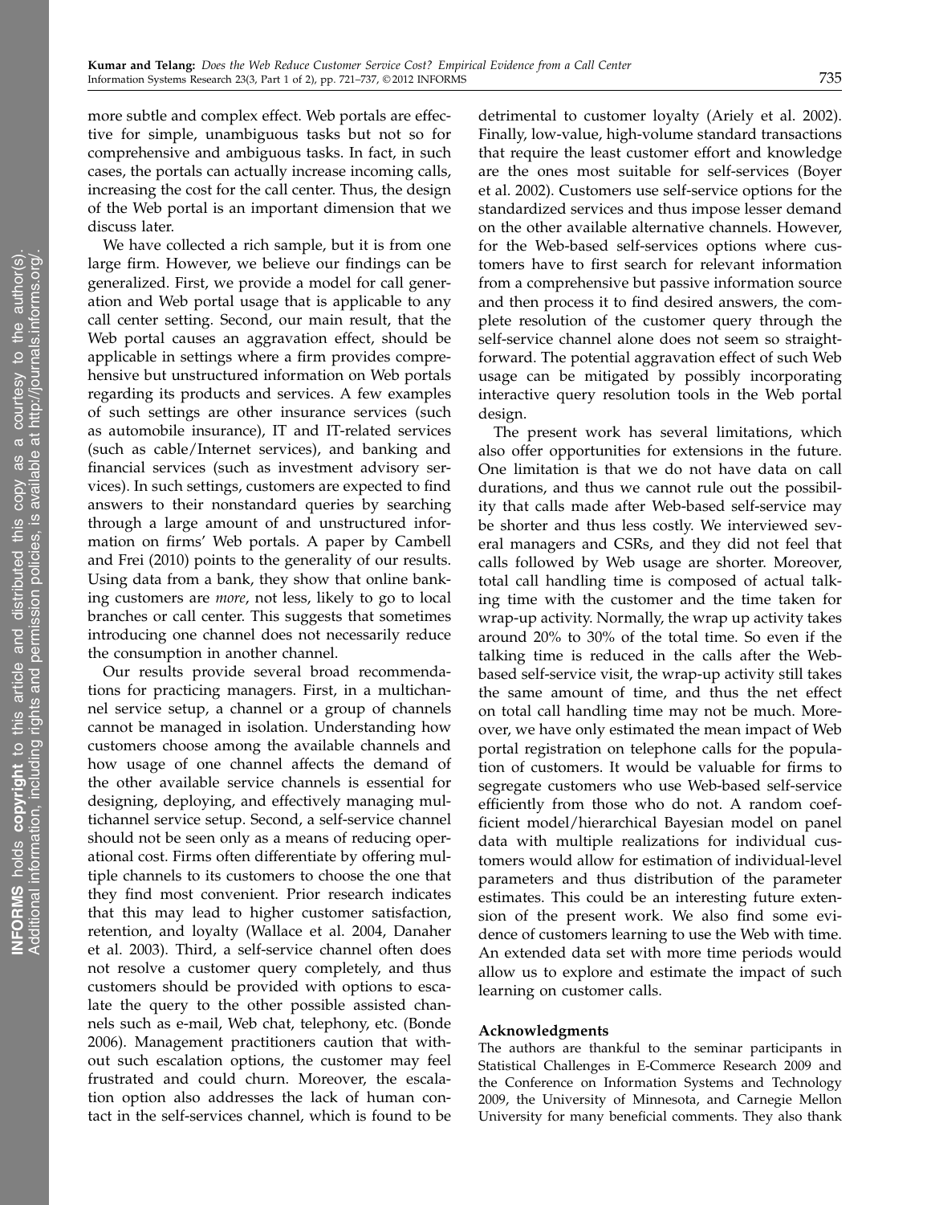more subtle and complex effect. Web portals are effective for simple, unambiguous tasks but not so for comprehensive and ambiguous tasks. In fact, in such cases, the portals can actually increase incoming calls, increasing the cost for the call center. Thus, the design of the Web portal is an important dimension that we discuss later.

We have collected a rich sample, but it is from one large firm. However, we believe our findings can be generalized. First, we provide a model for call generation and Web portal usage that is applicable to any call center setting. Second, our main result, that the Web portal causes an aggravation effect, should be applicable in settings where a firm provides comprehensive but unstructured information on Web portals regarding its products and services. A few examples of such settings are other insurance services (such as automobile insurance), IT and IT-related services (such as cable/Internet services), and banking and financial services (such as investment advisory services). In such settings, customers are expected to find answers to their nonstandard queries by searching through a large amount of and unstructured information on firms' Web portals. A paper by Cambell and Frei (2010) points to the generality of our results. Using data from a bank, they show that online banking customers are *more*, not less, likely to go to local branches or call center. This suggests that sometimes introducing one channel does not necessarily reduce the consumption in another channel.

Our results provide several broad recommendations for practicing managers. First, in a multichannel service setup, a channel or a group of channels cannot be managed in isolation. Understanding how customers choose among the available channels and how usage of one channel affects the demand of the other available service channels is essential for designing, deploying, and effectively managing multichannel service setup. Second, a self-service channel should not be seen only as a means of reducing operational cost. Firms often differentiate by offering multiple channels to its customers to choose the one that they find most convenient. Prior research indicates that this may lead to higher customer satisfaction, retention, and loyalty (Wallace et al. 2004, Danaher et al. 2003). Third, a self-service channel often does not resolve a customer query completely, and thus customers should be provided with options to escalate the query to the other possible assisted channels such as e-mail, Web chat, telephony, etc. (Bonde 2006). Management practitioners caution that without such escalation options, the customer may feel frustrated and could churn. Moreover, the escalation option also addresses the lack of human contact in the self-services channel, which is found to be detrimental to customer loyalty (Ariely et al. 2002). Finally, low-value, high-volume standard transactions that require the least customer effort and knowledge are the ones most suitable for self-services (Boyer et al. 2002). Customers use self-service options for the standardized services and thus impose lesser demand on the other available alternative channels. However, for the Web-based self-services options where customers have to first search for relevant information from a comprehensive but passive information source and then process it to find desired answers, the complete resolution of the customer query through the self-service channel alone does not seem so straightforward. The potential aggravation effect of such Web usage can be mitigated by possibly incorporating interactive query resolution tools in the Web portal design.

The present work has several limitations, which also offer opportunities for extensions in the future. One limitation is that we do not have data on call durations, and thus we cannot rule out the possibility that calls made after Web-based self-service may be shorter and thus less costly. We interviewed several managers and CSRs, and they did not feel that calls followed by Web usage are shorter. Moreover, total call handling time is composed of actual talking time with the customer and the time taken for wrap-up activity. Normally, the wrap up activity takes around 20% to 30% of the total time. So even if the talking time is reduced in the calls after the Web-based self-service visit, the wrap-up activity still takes the same amount of time, and thus the net effect on total call handling time may not be much. Moreover, we have only estimated the mean impact of Web portal registration on telephone calls for the population of customers. It would be valuable for firms to segregate customers who use Web-based self-service efficiently from those who do not. A random coefficient model/hierarchical Bayesian model on panel data with multiple realizations for individual customers would allow for estimation of individual-level parameters and thus distribution of the parameter estimates. This could be an interesting future extension of the present work. We also find some evidence of customers learning to use the Web with time. An extended data set with more time periods would allow us to explore and estimate the impact of such learning on customer calls.

### Acknowledgments

The authors are thankful to the seminar participants in Statistical Challenges in E-Commerce Research 2009 and the Conference on Information Systems and Technology 2009, the University of Minnesota, and Carnegie Mellon University for many beneficial comments. They also thank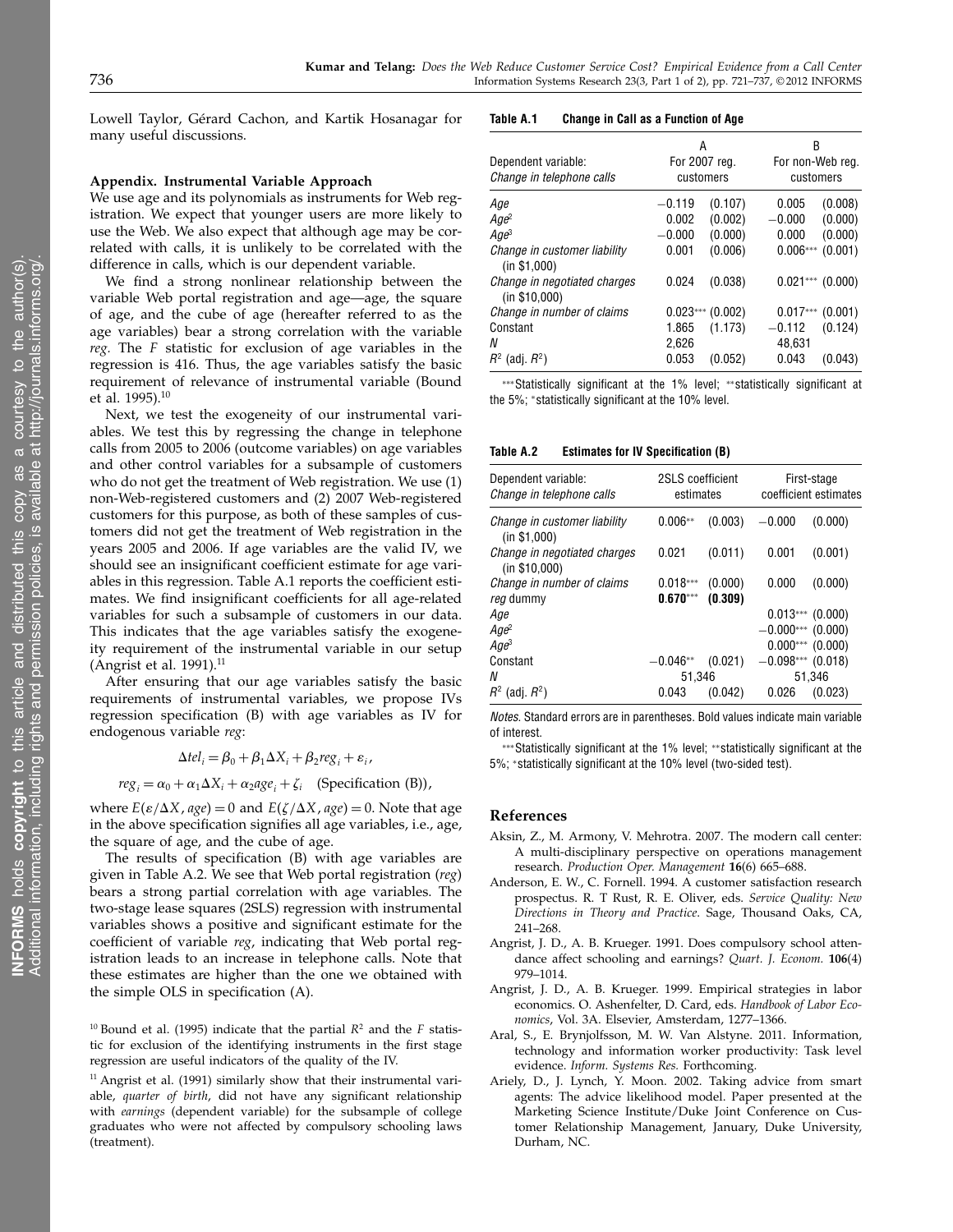Lowell Taylor, Gérard Cachon, and Kartik Hosanagar for many useful discussions.

### Appendix. Instrumental Variable Approach

We use age and its polynomials as instruments for Web registration. We expect that younger users are more likely to use the Web. We also expect that although age may be correlated with calls, it is unlikely to be correlated with the difference in calls, which is our dependent variable.

We find a strong nonlinear relationship between the variable Web portal registration and age—age, the square of age, and the cube of age (hereafter referred to as the age variables) bear a strong correlation with the variable *reg*. The *F* statistic for exclusion of age variables in the regression is 416. Thus, the age variables satisfy the basic requirement of relevance of instrumental variable (Bound et al. 1995).[10]

Next, we test the exogeneity of our instrumental variables. We test this by regressing the change in telephone calls from 2005 to 2006 (outcome variables) on age variables and other control variables for a subsample of customers who do not get the treatment of Web registration. We use (1) non-Web-registered customers and (2) 2007 Web-registered customers for this purpose, as both of these samples of customers did not get the treatment of Web registration in the years 2005 and 2006. If age variables are the valid IV, we should see an insignificant coefficient estimate for age variables in this regression. Table A.1 reports the coefficient estimates. We find insignificant coefficients for all age-related variables for such a subsample of customers in our data. This indicates that the age variables satisfy the exogeneity requirement of the instrumental variable in our setup (Angrist et al. 1991).[11]

After ensuring that our age variables satisfy the basic requirements of instrumental variables, we propose IVs regression specification (B) with age variables as IV for endogenous variable *reg*:

$$\Delta tel_i = \beta_0 + \beta_1 \Delta X_i + \beta_2 reg_i + \varepsilon_i,$$

$$reg_i = \alpha_0 + \alpha_1 \Delta X_i + \alpha_2 age_i + \zeta_i \quad \text{(Specification (B))},$$

where $E(\varepsilon / \Delta X, age) = 0$ and $E(\zeta / \Delta X, age) = 0$. Note that age in the above specification signifies all age variables, i.e., age, the square of age, and the cube of age.

The results of specification (B) with age variables are given in Table A.2. We see that Web portal registration (*reg*) bears a strong partial correlation with age variables. The two-stage lease squares (2SLS) regression with instrumental variables shows a positive and significant estimate for the coefficient of variable *reg*, indicating that Web portal registration leads to an increase in telephone calls. Note that these estimates are higher than the one we obtained with the simple OLS in specification (A).

[10] Bound et al. (1995) indicate that the partial $R^2$ and the $F$ statistic for exclusion of the identifying instruments in the first stage regression are useful indicators of the quality of the IV.

[11] Angrist et al. (1991) similarly show that their instrumental variable, *quarter of birth*, did not have any significant relationship with *earnings* (dependent variable) for the subsample of college graduates who were not affected by compulsory schooling laws (treatment).

**Table A.1 Change in Call as a Function of Age**

| Dependent variable: Change in telephone calls | A For 2007 reg. customers | | B For non-Web reg. customers | |
|---|---|---|---|---|
| *Age* | −0.119 | (0.107) | 0.005 | (0.008) |
| *Age*$^2$ | 0.002 | (0.002) | −0.000 | (0.000) |
| *Age*$^3$ | −0.000 | (0.000) | 0.000 | (0.000) |
| *Change in customer liability* (in \$1,000) | 0.001 | (0.006) | 0.006*** | (0.001) |
| *Change in negotiated charges* (in \$10,000) | 0.024 | (0.038) | 0.021*** | (0.000) |
| *Change in number of claims* | 0.023*** | (0.002) | 0.017*** | (0.001) |
| Constant | 1.865 | (1.173) | −0.112 | (0.124) |
| *N* | 2,626 | | 48,631 | |
| $R^2$ (adj. $R^2$) | 0.053 | (0.052) | 0.043 | (0.043) |

***Statistically significant at the 1% level; **statistically significant at the 5%; *statistically significant at the 10% level.

**Table A.2 Estimates for IV Specification (B)**

| Dependent variable: Change in telephone calls | 2SLS coefficient estimates | | First-stage coefficient estimates | |
|---|---|---|---|---|
| *Change in customer liability* (in \$1,000) | 0.006** | (0.003) | −0.000 | (0.000) |
| *Change in negotiated charges* (in \$10,000) | 0.021 | (0.011) | 0.001 | (0.001) |
| *Change in number of claims* | 0.018*** | (0.000) | 0.000 | (0.000) |
| *reg* dummy | **0.670***** | **(0.309)** | | |
| *Age* | | | 0.013*** | (0.000) |
| *Age*$^2$ | | | −0.000*** | (0.000) |
| *Age*$^3$ | | | 0.000*** | (0.000) |
| Constant | −0.046** | (0.021) | −0.098*** | (0.018) |
| *N* | 51,346 | | 51,346 | |
| $R^2$ (adj. $R^2$) | 0.043 | (0.042) | 0.026 | (0.023) |

*Notes.* Standard errors are in parentheses. Bold values indicate main variable of interest.

***Statistically significant at the 1% level; **statistically significant at the 5%; *statistically significant at the 10% level (two-sided test).

## References

Aksin, Z., M. Armony, V. Mehrotra. 2007. The modern call center: A multi-disciplinary perspective on operations management research. *Production Oper. Management* **16**(6) 665–688.

Anderson, E. W., C. Fornell. 1994. A customer satisfaction research prospectus. R. T Rust, R. E. Oliver, eds. *Service Quality: New Directions in Theory and Practice*. Sage, Thousand Oaks, CA, 241–268.

Angrist, J. D., A. B. Krueger. 1991. Does compulsory school attendance affect schooling and earnings? *Quart. J. Econom.* **106**(4) 979–1014.

Angrist, J. D., A. B. Krueger. 1999. Empirical strategies in labor economics. O. Ashenfelter, D. Card, eds. *Handbook of Labor Economics*, Vol. 3A. Elsevier, Amsterdam, 1277–1366.

Aral, S., E. Brynjolfsson, M. W. Van Alstyne. 2011. Information, technology and information worker productivity: Task level evidence. *Inform. Systems Res.* Forthcoming.

Ariely, D., J. Lynch, Y. Moon. 2002. Taking advice from smart agents: The advice likelihood model. Paper presented at the Marketing Science Institute/Duke Joint Conference on Customer Relationship Management, January, Duke University, Durham, NC.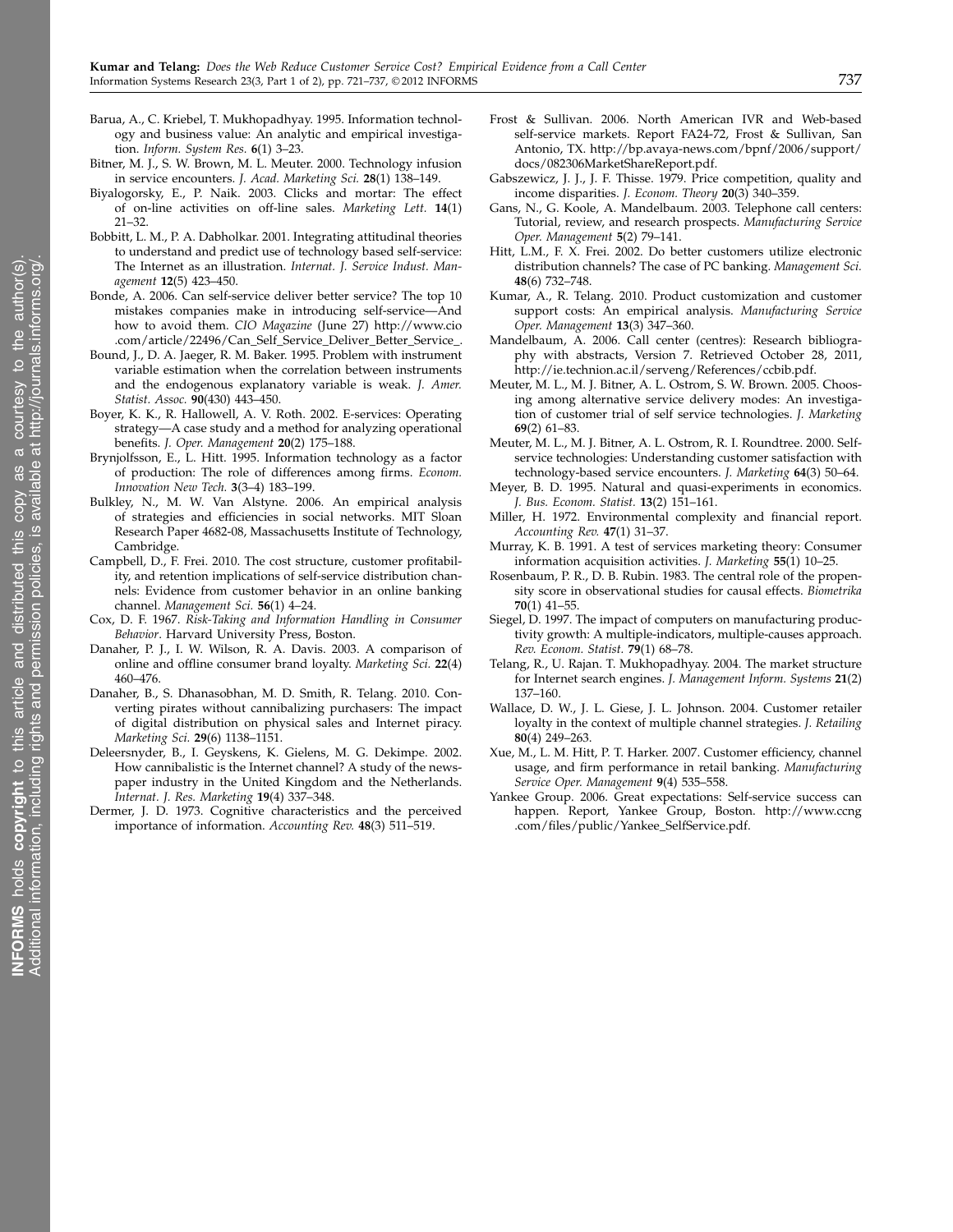Barua, A., C. Kriebel, T. Mukhopadhyay. 1995. Information technology and business value: An analytic and empirical investigation. *Inform. System Res.* **6**(1) 3–23.

Bitner, M. J., S. W. Brown, M. L. Meuter. 2000. Technology infusion in service encounters. *J. Acad. Marketing Sci.* **28**(1) 138–149.

Biyalogorsky, E., P. Naik. 2003. Clicks and mortar: The effect of on-line activities on off-line sales. *Marketing Lett.* **14**(1) 21–32.

Bobbitt, L. M., P. A. Dabholkar. 2001. Integrating attitudinal theories to understand and predict use of technology based self-service: The Internet as an illustration. *Internat. J. Service Indust. Management* **12**(5) 423–450.

Bonde, A. 2006. Can self-service deliver better service? The top 10 mistakes companies make in introducing self-service—And how to avoid them. *CIO Magazine* (June 27) http://www.cio.com/article/22496/Can_Self_Service_Deliver_Better_Service_.

Bound, J., D. A. Jaeger, R. M. Baker. 1995. Problem with instrument variable estimation when the correlation between instruments and the endogenous explanatory variable is weak. *J. Amer. Statist. Assoc.* **90**(430) 443–450.

Boyer, K. K., R. Hallowell, A. V. Roth. 2002. E-services: Operating strategy—A case study and a method for analyzing operational benefits. *J. Oper. Management* **20**(2) 175–188.

Brynjolfsson, E., L. Hitt. 1995. Information technology as a factor of production: The role of differences among firms. *Econom. Innovation New Tech.* **3**(3–4) 183–199.

Bulkley, N., M. W. Van Alstyne. 2006. An empirical analysis of strategies and efficiencies in social networks. MIT Sloan Research Paper 4682-08, Massachusetts Institute of Technology, Cambridge.

Campbell, D., F. Frei. 2010. The cost structure, customer profitability, and retention implications of self-service distribution channels: Evidence from customer behavior in an online banking channel. *Management Sci.* **56**(1) 4–24.

Cox, D. F. 1967. *Risk-Taking and Information Handling in Consumer Behavior*. Harvard University Press, Boston.

Danaher, P. J., I. W. Wilson, R. A. Davis. 2003. A comparison of online and offline consumer brand loyalty. *Marketing Sci.* **22**(4) 460–476.

Danaher, B., S. Dhanasobhan, M. D. Smith, R. Telang. 2010. Converting pirates without cannibalizing purchasers: The impact of digital distribution on physical sales and Internet piracy. *Marketing Sci.* **29**(6) 1138–1151.

Deleersnyder, B., I. Geyskens, K. Gielens, M. G. Dekimpe. 2002. How cannibalistic is the Internet channel? A study of the newspaper industry in the United Kingdom and the Netherlands. *Internat. J. Res. Marketing* **19**(4) 337–348.

Dermer, J. D. 1973. Cognitive characteristics and the perceived importance of information. *Accounting Rev.* **48**(3) 511–519.

Frost & Sullivan. 2006. North American IVR and Web-based self-service markets. Report FA24-72, Frost & Sullivan, San Antonio, TX. http://bp.avaya-news.com/bpnf/2006/support/docs/082306MarketShareReport.pdf.

Gabszewicz, J. J., J. F. Thisse. 1979. Price competition, quality and income disparities. *J. Econom. Theory* **20**(3) 340–359.

Gans, N., G. Koole, A. Mandelbaum. 2003. Telephone call centers: Tutorial, review, and research prospects. *Manufacturing Service Oper. Management* **5**(2) 79–141.

Hitt, L.M., F. X. Frei. 2002. Do better customers utilize electronic distribution channels? The case of PC banking. *Management Sci.* **48**(6) 732–748.

Kumar, A., R. Telang. 2010. Product customization and customer support costs: An empirical analysis. *Manufacturing Service Oper. Management* **13**(3) 347–360.

Mandelbaum, A. 2006. Call center (centres): Research bibliography with abstracts, Version 7. Retrieved October 28, 2011, http://ie.technion.ac.il/serveng/References/ccbib.pdf.

Meuter, M. L., M. J. Bitner, A. L. Ostrom, S. W. Brown. 2005. Choosing among alternative service delivery modes: An investigation of customer trial of self service technologies. *J. Marketing* **69**(2) 61–83.

Meuter, M. L., M. J. Bitner, A. L. Ostrom, R. I. Roundtree. 2000. Self-service technologies: Understanding customer satisfaction with technology-based service encounters. *J. Marketing* **64**(3) 50–64.

Meyer, B. D. 1995. Natural and quasi-experiments in economics. *J. Bus. Econom. Statist.* **13**(2) 151–161.

Miller, H. 1972. Environmental complexity and financial report. *Accounting Rev.* **47**(1) 31–37.

Murray, K. B. 1991. A test of services marketing theory: Consumer information acquisition activities. *J. Marketing* **55**(1) 10–25.

Rosenbaum, P. R., D. B. Rubin. 1983. The central role of the propensity score in observational studies for causal effects. *Biometrika* **70**(1) 41–55.

Siegel, D. 1997. The impact of computers on manufacturing productivity growth: A multiple-indicators, multiple-causes approach. *Rev. Econom. Statist.* **79**(1) 68–78.

Telang, R., U. Rajan. T. Mukhopadhyay. 2004. The market structure for Internet search engines. *J. Management Inform. Systems* **21**(2) 137–160.

Wallace, D. W., J. L. Giese, J. L. Johnson. 2004. Customer retailer loyalty in the context of multiple channel strategies. *J. Retailing* **80**(4) 249–263.

Xue, M., L. M. Hitt, P. T. Harker. 2007. Customer efficiency, channel usage, and firm performance in retail banking. *Manufacturing Service Oper. Management* **9**(4) 535–558.

Yankee Group. 2006. Great expectations: Self-service success can happen. Report, Yankee Group, Boston. http://www.ccng.com/files/public/Yankee_SelfService.pdf.